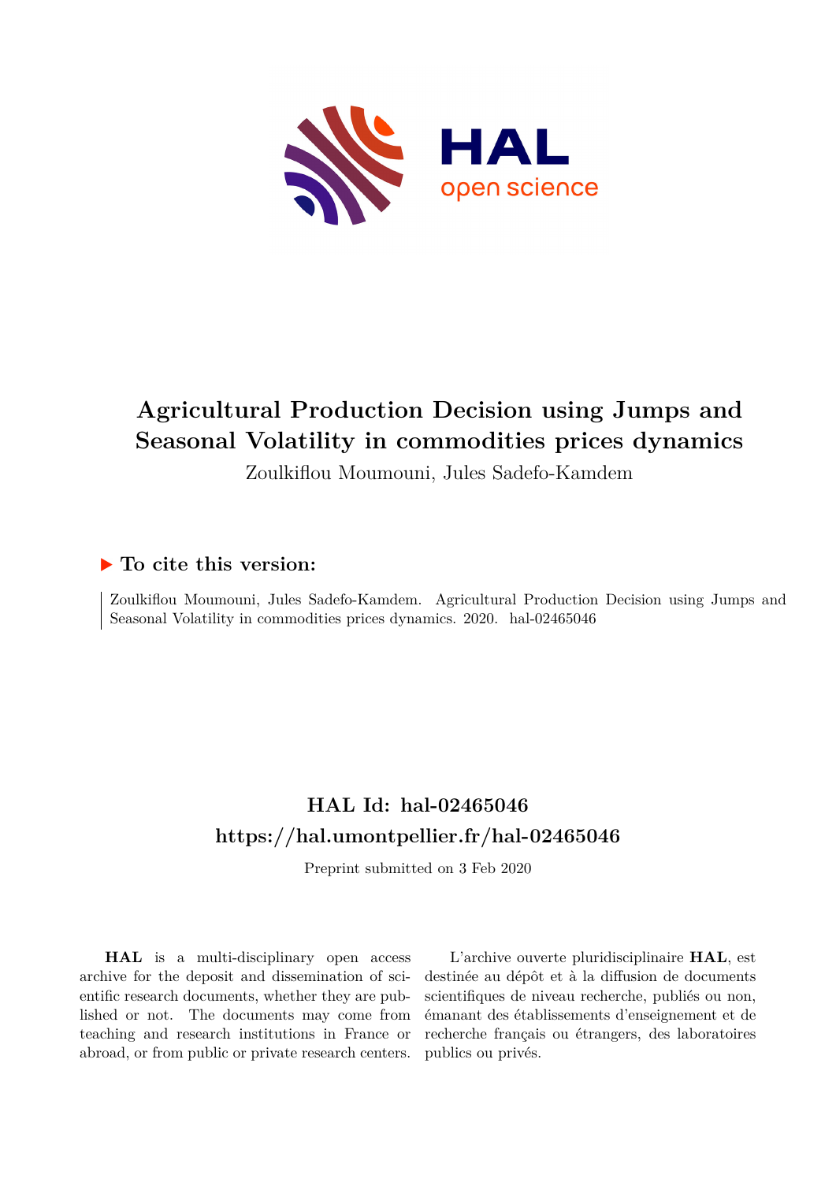# Agricultural Production Decision using Jumps and Seasonal Volatility in commodities prices dynamics

Zoulkiflou Moumouni, Jules Sadefo-Kamdem

## ▶ To cite this version:

Zoulkiflou Moumouni, Jules Sadefo-Kamdem. Agricultural Production Decision using Jumps and Seasonal Volatility in commodities prices dynamics. 2020. hal-02465046

## HAL Id: hal-02465046

## https://hal.umontpellier.fr/hal-02465046

Preprint submitted on 3 Feb 2020

**HAL** is a multi-disciplinary open access archive for the deposit and dissemination of scientific research documents, whether they are published or not. The documents may come from teaching and research institutions in France or abroad, or from public or private research centers.

L'archive ouverte pluridisciplinaire **HAL**, est destinée au dépôt et à la diffusion de documents scientifiques de niveau recherche, publiés ou non, émanant des établissements d'enseignement et de recherche français ou étrangers, des laboratoires publics ou privés.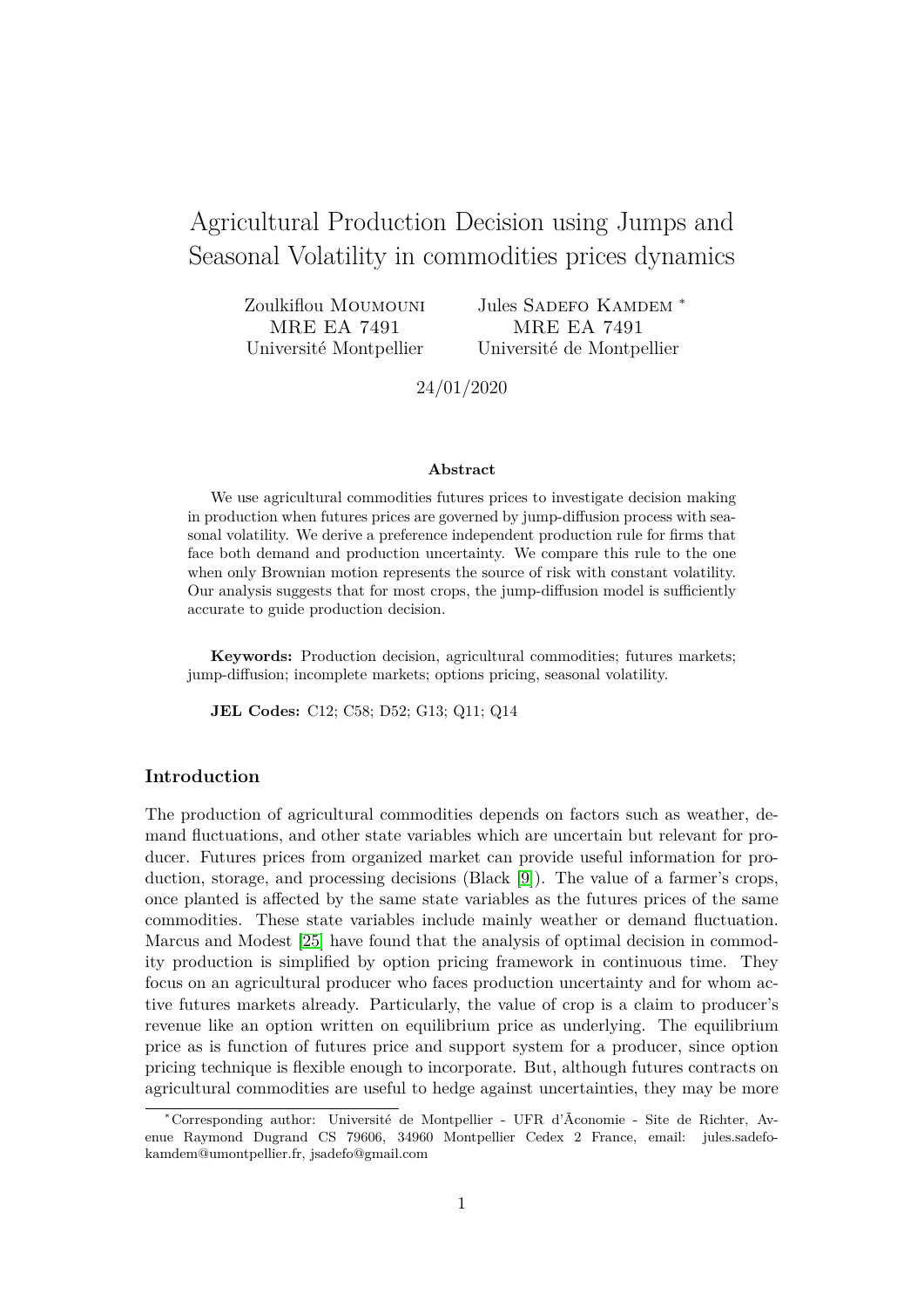# Agricultural Production Decision using Jumps and Seasonal Volatility in commodities prices dynamics

Zoulkiflou Moumouni
MRE EA 7491
Université Montpellier

Jules Sadefo Kamdem *
MRE EA 7491
Université de Montpellier

24/01/2020

**Abstract**

We use agricultural commodities futures prices to investigate decision making in production when futures prices are governed by jump-diffusion process with seasonal volatility. We derive a preference independent production rule for firms that face both demand and production uncertainty. We compare this rule to the one when only Brownian motion represents the source of risk with constant volatility. Our analysis suggests that for most crops, the jump-diffusion model is sufficiently accurate to guide production decision.

**Keywords:** Production decision, agricultural commodities; futures markets; jump-diffusion; incomplete markets; options pricing, seasonal volatility.

**JEL Codes:** C12; C58; D52; G13; Q11; Q14

### Introduction

The production of agricultural commodities depends on factors such as weather, demand fluctuations, and other state variables which are uncertain but relevant for producer. Futures prices from organized market can provide useful information for production, storage, and processing decisions (Black [9]). The value of a farmer's crops, once planted is affected by the same state variables as the futures prices of the same commodities. These state variables include mainly weather or demand fluctuation. Marcus and Modest [25] have found that the analysis of optimal decision in commodity production is simplified by option pricing framework in continuous time. They focus on an agricultural producer who faces production uncertainty and for whom active futures markets already. Particularly, the value of crop is a claim to producer's revenue like an option written on equilibrium price as underlying. The equilibrium price as is function of futures price and support system for a producer, since option pricing technique is flexible enough to incorporate. But, although futures contracts on agricultural commodities are useful to hedge against uncertainties, they may be more

*Corresponding author: Université de Montpellier - UFR d'Ã conomie - Site de Richter, Avenue Raymond Dugrand CS 79606, 34960 Montpellier Cedex 2 France, email: jules.sadefo-kamdem@umontpellier.fr, jsadefo@gmail.com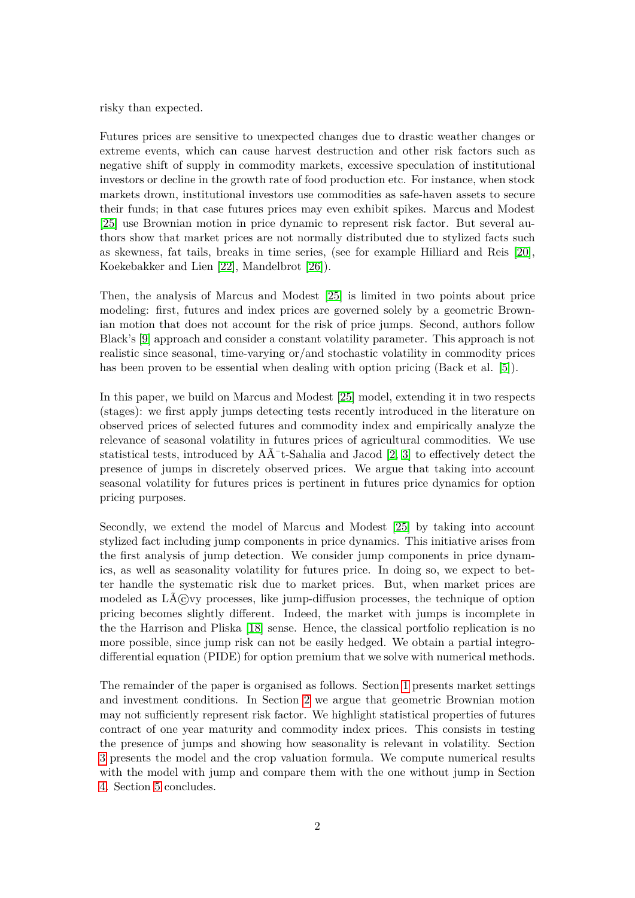risky than expected.

Futures prices are sensitive to unexpected changes due to drastic weather changes or extreme events, which can cause harvest destruction and other risk factors such as negative shift of supply in commodity markets, excessive speculation of institutional investors or decline in the growth rate of food production etc. For instance, when stock markets drown, institutional investors use commodities as safe-haven assets to secure their funds; in that case futures prices may even exhibit spikes. Marcus and Modest [25] use Brownian motion in price dynamic to represent risk factor. But several authors show that market prices are not normally distributed due to stylized facts such as skewness, fat tails, breaks in time series, (see for example Hilliard and Reis [20], Koekebakker and Lien [22], Mandelbrot [26]).

Then, the analysis of Marcus and Modest [25] is limited in two points about price modeling: first, futures and index prices are governed solely by a geometric Brownian motion that does not account for the risk of price jumps. Second, authors follow Black's [9] approach and consider a constant volatility parameter. This approach is not realistic since seasonal, time-varying or/and stochastic volatility in commodity prices has been proven to be essential when dealing with option pricing (Back et al. [5]).

In this paper, we build on Marcus and Modest [25] model, extending it in two respects (stages): we first apply jumps detecting tests recently introduced in the literature on observed prices of selected futures and commodity index and empirically analyze the relevance of seasonal volatility in futures prices of agricultural commodities. We use statistical tests, introduced by AÃ¯t-Sahalia and Jacod [2, 3] to effectively detect the presence of jumps in discretely observed prices. We argue that taking into account seasonal volatility for futures prices is pertinent in futures price dynamics for option pricing purposes.

Secondly, we extend the model of Marcus and Modest [25] by taking into account stylized fact including jump components in price dynamics. This initiative arises from the first analysis of jump detection. We consider jump components in price dynamics, as well as seasonality volatility for futures price. In doing so, we expect to better handle the systematic risk due to market prices. But, when market prices are modeled as LÃ©vy processes, like jump-diffusion processes, the technique of option pricing becomes slightly different. Indeed, the market with jumps is incomplete in the the Harrison and Pliska [18] sense. Hence, the classical portfolio replication is no more possible, since jump risk can not be easily hedged. We obtain a partial integro-differential equation (PIDE) for option premium that we solve with numerical methods.

The remainder of the paper is organised as follows. Section 1 presents market settings and investment conditions. In Section 2 we argue that geometric Brownian motion may not sufficiently represent risk factor. We highlight statistical properties of futures contract of one year maturity and commodity index prices. This consists in testing the presence of jumps and showing how seasonality is relevant in volatility. Section 3 presents the model and the crop valuation formula. We compute numerical results with the model with jump and compare them with the one without jump in Section 4. Section 5 concludes.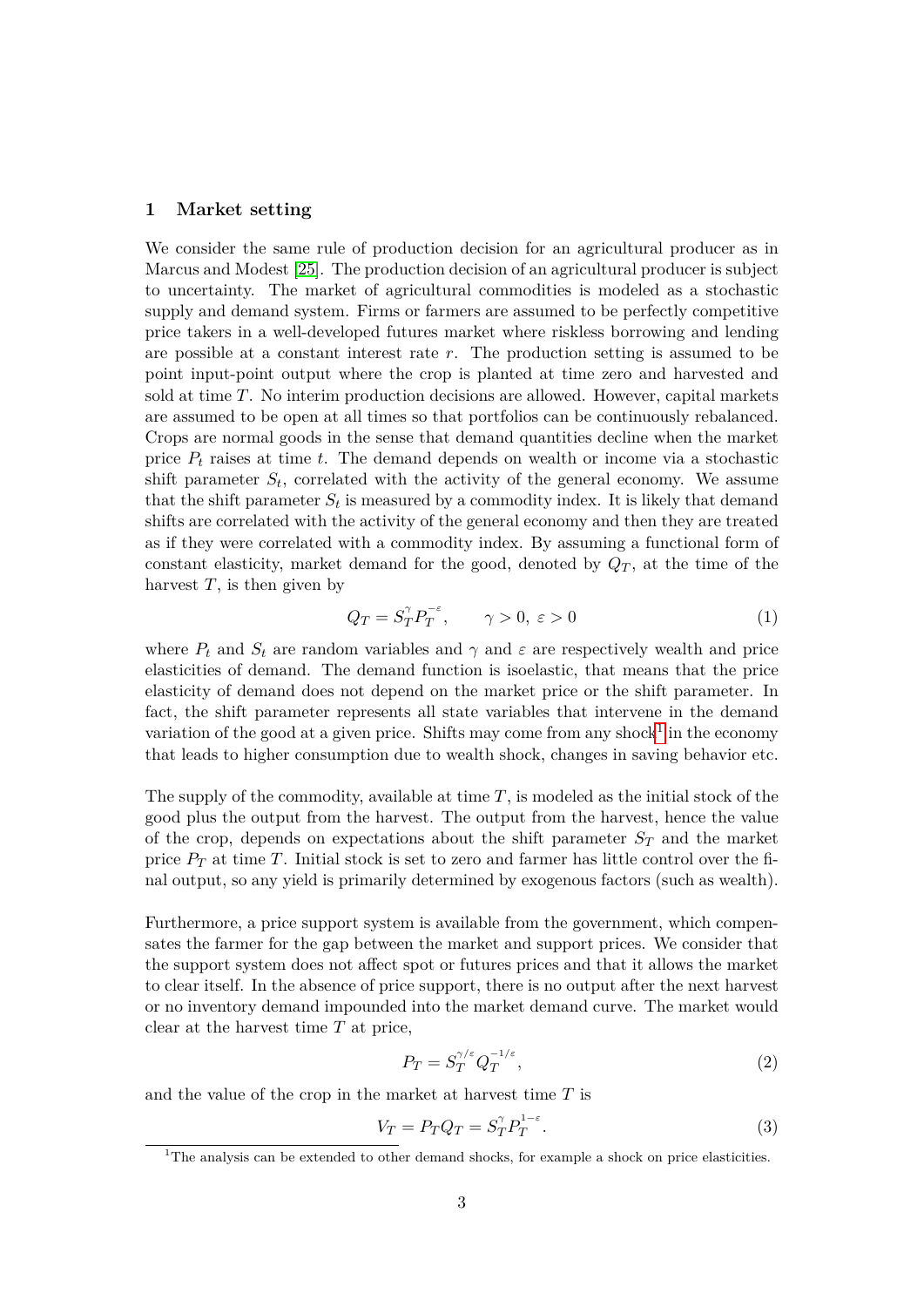## 1 Market setting

We consider the same rule of production decision for an agricultural producer as in Marcus and Modest [25]. The production decision of an agricultural producer is subject to uncertainty. The market of agricultural commodities is modeled as a stochastic supply and demand system. Firms or farmers are assumed to be perfectly competitive price takers in a well-developed futures market where riskless borrowing and lending are possible at a constant interest rate $r$. The production setting is assumed to be point input-point output where the crop is planted at time zero and harvested and sold at time $T$. No interim production decisions are allowed. However, capital markets are assumed to be open at all times so that portfolios can be continuously rebalanced. Crops are normal goods in the sense that demand quantities decline when the market price $P_t$ raises at time $t$. The demand depends on wealth or income via a stochastic shift parameter $S_t$, correlated with the activity of the general economy. We assume that the shift parameter $S_t$ is measured by a commodity index. It is likely that demand shifts are correlated with the activity of the general economy and then they are treated as if they were correlated with a commodity index. By assuming a functional form of constant elasticity, market demand for the good, denoted by $Q_T$, at the time of the harvest $T$, is then given by

$$Q_T = S_T^{\gamma} P_T^{-\varepsilon}, \qquad \gamma > 0,\ \varepsilon > 0 \tag{1}$$

where $P_t$ and $S_t$ are random variables and $\gamma$ and $\varepsilon$ are respectively wealth and price elasticities of demand. The demand function is isoelastic, that means that the price elasticity of demand does not depend on the market price or the shift parameter. In fact, the shift parameter represents all state variables that intervene in the demand variation of the good at a given price. Shifts may come from any shock[1] in the economy that leads to higher consumption due to wealth shock, changes in saving behavior etc.

The supply of the commodity, available at time $T$, is modeled as the initial stock of the good plus the output from the harvest. The output from the harvest, hence the value of the crop, depends on expectations about the shift parameter $S_T$ and the market price $P_T$ at time $T$. Initial stock is set to zero and farmer has little control over the final output, so any yield is primarily determined by exogenous factors (such as wealth).

Furthermore, a price support system is available from the government, which compensates the farmer for the gap between the market and support prices. We consider that the support system does not affect spot or futures prices and that it allows the market to clear itself. In the absence of price support, there is no output after the next harvest or no inventory demand impounded into the market demand curve. The market would clear at the harvest time $T$ at price,

$$P_T = S_T^{\gamma/\varepsilon} Q_T^{-1/\varepsilon}, \tag{2}$$

and the value of the crop in the market at harvest time $T$ is

$$V_T = P_T Q_T = S_T^{\gamma} P_T^{1-\varepsilon}. \tag{3}$$

[1] The analysis can be extended to other demand shocks, for example a shock on price elasticities.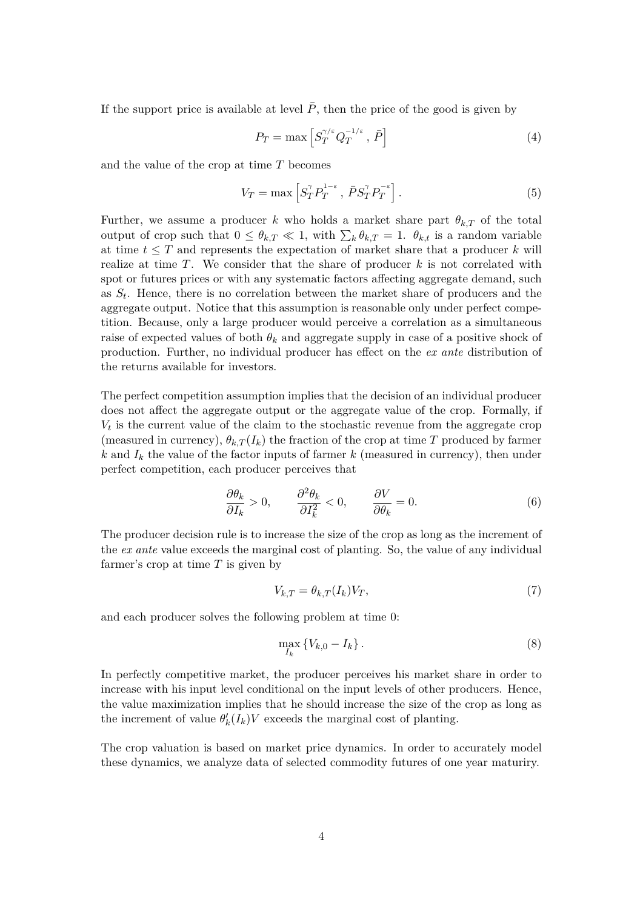If the support price is available at level $\bar{P}$, then the price of the good is given by

$$P_T = \max\left[S_T^{\gamma/\varepsilon} Q_T^{-1/\varepsilon}\,,\, \bar{P}\right] \tag{4}$$

and the value of the crop at time $T$ becomes

$$V_T = \max\left[S_T^{\gamma} P_T^{1-\varepsilon}\,,\, \bar{P} S_T^{\gamma} P_T^{-\varepsilon}\right]. \tag{5}$$

Further, we assume a producer $k$ who holds a market share part $\theta_{k,T}$ of the total output of crop such that $0 \leq \theta_{k,T} \ll 1$, with $\sum_k \theta_{k,T} = 1$. $\theta_{k,t}$ is a random variable at time $t \leq T$ and represents the expectation of market share that a producer $k$ will realize at time $T$. We consider that the share of producer $k$ is not correlated with spot or futures prices or with any systematic factors affecting aggregate demand, such as $S_t$. Hence, there is no correlation between the market share of producers and the aggregate output. Notice that this assumption is reasonable only under perfect competition. Because, only a large producer would perceive a correlation as a simultaneous raise of expected values of both $\theta_k$ and aggregate supply in case of a positive shock of production. Further, no individual producer has effect on the *ex ante* distribution of the returns available for investors.

The perfect competition assumption implies that the decision of an individual producer does not affect the aggregate output or the aggregate value of the crop. Formally, if $V_t$ is the current value of the claim to the stochastic revenue from the aggregate crop (measured in currency), $\theta_{k,T}(I_k)$ the fraction of the crop at time $T$ produced by farmer $k$ and $I_k$ the value of the factor inputs of farmer $k$ (measured in currency), then under perfect competition, each producer perceives that

$$\frac{\partial \theta_k}{\partial I_k} > 0, \qquad \frac{\partial^2 \theta_k}{\partial I_k^2} < 0, \qquad \frac{\partial V}{\partial \theta_k} = 0. \tag{6}$$

The producer decision rule is to increase the size of the crop as long as the increment of the *ex ante* value exceeds the marginal cost of planting. So, the value of any individual farmer's crop at time $T$ is given by

$$V_{k,T} = \theta_{k,T}(I_k) V_T, \tag{7}$$

and each producer solves the following problem at time 0:

$$\max_{I_k} \left\{V_{k,0} - I_k\right\}. \tag{8}$$

In perfectly competitive market, the producer perceives his market share in order to increase with his input level conditional on the input levels of other producers. Hence, the value maximization implies that he should increase the size of the crop as long as the increment of value $\theta_k'(I_k)V$ exceeds the marginal cost of planting.

The crop valuation is based on market price dynamics. In order to accurately model these dynamics, we analyze data of selected commodity futures of one year maturiry.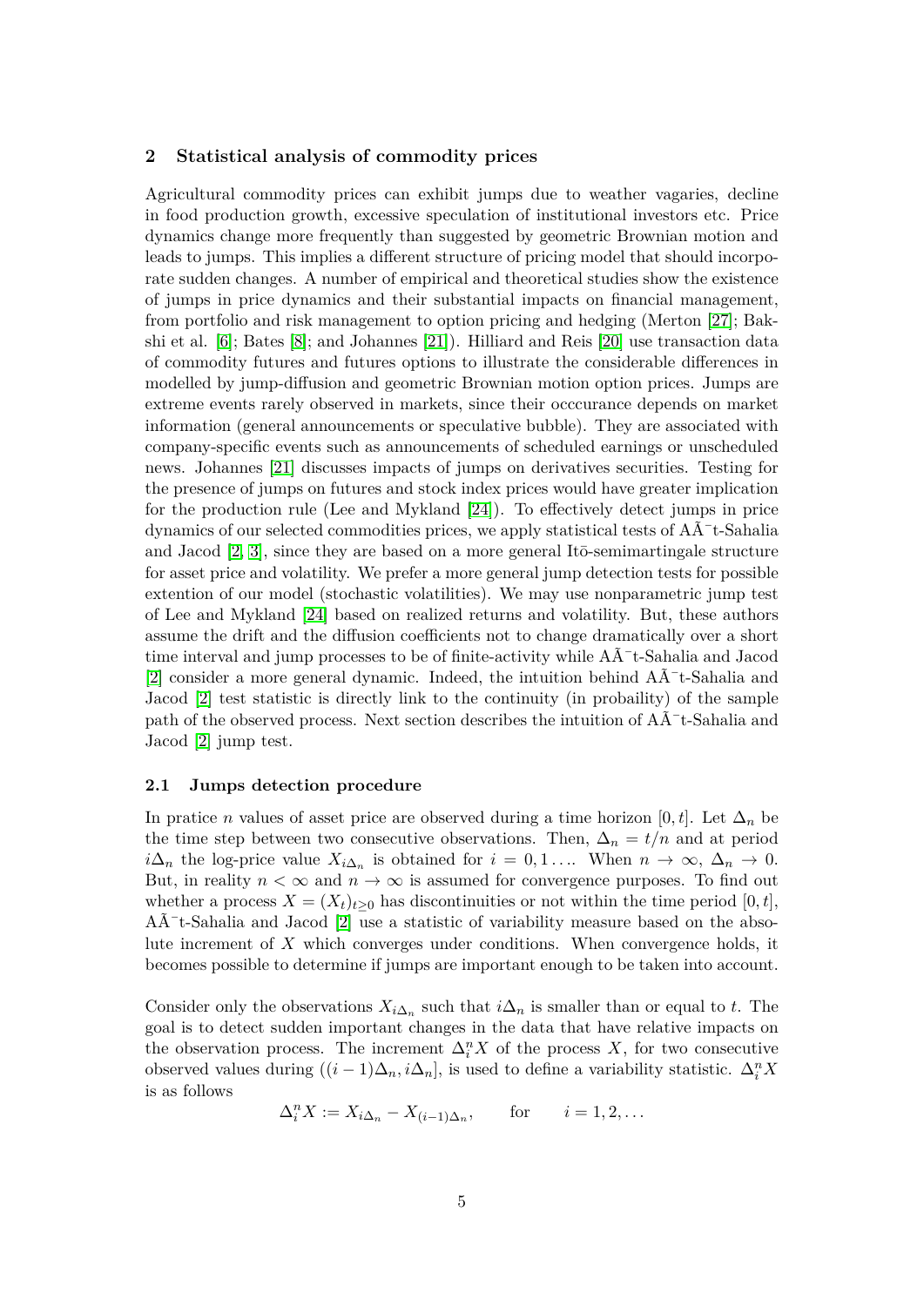## 2 Statistical analysis of commodity prices

Agricultural commodity prices can exhibit jumps due to weather vagaries, decline in food production growth, excessive speculation of institutional investors etc. Price dynamics change more frequently than suggested by geometric Brownian motion and leads to jumps. This implies a different structure of pricing model that should incorporate sudden changes. A number of empirical and theoretical studies show the existence of jumps in price dynamics and their substantial impacts on financial management, from portfolio and risk management to option pricing and hedging (Merton [27]; Bakshi et al. [6]; Bates [8]; and Johannes [21]). Hilliard and Reis [20] use transaction data of commodity futures and futures options to illustrate the considerable differences in modelled by jump-diffusion and geometric Brownian motion option prices. Jumps are extreme events rarely observed in markets, since their occcurance depends on market information (general announcements or speculative bubble). They are associated with company-specific events such as announcements of scheduled earnings or unscheduled news. Johannes [21] discusses impacts of jumps on derivatives securities. Testing for the presence of jumps on futures and stock index prices would have greater implication for the production rule (Lee and Mykland [24]). To effectively detect jumps in price dynamics of our selected commodities prices, we apply statistical tests of AÃ¯t-Sahalia and Jacod [2, 3], since they are based on a more general Itō-semimartingale structure for asset price and volatility. We prefer a more general jump detection tests for possible extention of our model (stochastic volatilities). We may use nonparametric jump test of Lee and Mykland [24] based on realized returns and volatility. But, these authors assume the drift and the diffusion coefficients not to change dramatically over a short time interval and jump processes to be of finite-activity while AÃ¯t-Sahalia and Jacod [2] consider a more general dynamic. Indeed, the intuition behind AÃ¯t-Sahalia and Jacod [2] test statistic is directly link to the continuity (in probaility) of the sample path of the observed process. Next section describes the intuition of AÃ¯t-Sahalia and Jacod [2] jump test.

### 2.1 Jumps detection procedure

In pratice $n$ values of asset price are observed during a time horizon $[0, t]$. Let $\Delta_n$ be the time step between two consecutive observations. Then, $\Delta_n = t/n$ and at period $i\Delta_n$ the log-price value $X_{i\Delta_n}$ is obtained for $i = 0, 1 \ldots$. When $n \to \infty$, $\Delta_n \to 0$. But, in reality $n < \infty$ and $n \to \infty$ is assumed for convergence purposes. To find out whether a process $X = (X_t)_{t\geq 0}$ has discontinuities or not within the time period $[0, t]$, AÃ¯t-Sahalia and Jacod [2] use a statistic of variability measure based on the absolute increment of $X$ which converges under conditions. When convergence holds, it becomes possible to determine if jumps are important enough to be taken into account.

Consider only the observations $X_{i\Delta_n}$ such that $i\Delta_n$ is smaller than or equal to $t$. The goal is to detect sudden important changes in the data that have relative impacts on the observation process. The increment $\Delta_i^n X$ of the process $X$, for two consecutive observed values during $((i-1)\Delta_n, i\Delta_n]$, is used to define a variability statistic. $\Delta_i^n X$ is as follows

$$\Delta_i^n X := X_{i\Delta_n} - X_{(i-1)\Delta_n}, \qquad \text{for} \qquad i = 1, 2, \ldots$$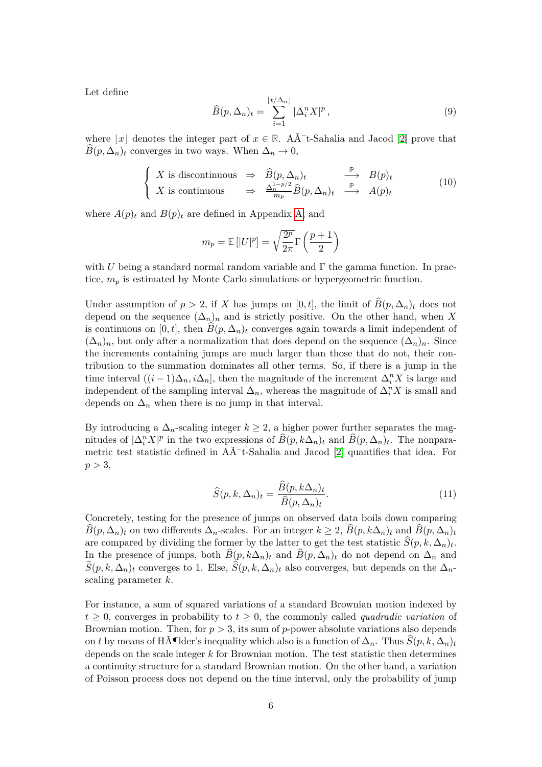Let define

$$\widehat{B}(p, \Delta_n)_t = \sum_{i=1}^{\lfloor t/\Delta_n \rfloor} |\Delta_i^n X|^p \,, \tag{9}$$

where $\lfloor x \rfloor$ denotes the integer part of $x \in \mathbb{R}$. AÃ¯t-Sahalia and Jacod [2] prove that $\widehat{B}(p, \Delta_n)_t$ converges in two ways. When $\Delta_n \to 0$,

$$\begin{cases} X \text{ is discontinuous} & \Rightarrow \quad \widehat{B}(p, \Delta_n)_t \quad \xrightarrow{\mathbb{P}} \quad B(p)_t \\ X \text{ is continuous} & \Rightarrow \quad \frac{\Delta_n^{1-p/2}}{m_p} \widehat{B}(p, \Delta_n)_t \quad \xrightarrow{\mathbb{P}} \quad A(p)_t \end{cases} \tag{10}$$

where $A(p)_t$ and $B(p)_t$ are defined in Appendix A, and

$$m_p = \mathbb{E}\left[|U|^p\right] = \sqrt{\frac{2^p}{2\pi}} \Gamma\left(\frac{p+1}{2}\right)$$

with $U$ being a standard normal random variable and $\Gamma$ the gamma function. In practice, $m_p$ is estimated by Monte Carlo simulations or hypergeometric function.

Under assumption of $p > 2$, if $X$ has jumps on $[0, t]$, the limit of $\widehat{B}(p, \Delta_n)_t$ does not depend on the sequence $(\Delta_n)_n$ and is strictly positive. On the other hand, when $X$ is continuous on $[0, t]$, then $\widehat{B}(p, \Delta_n)_t$ converges again towards a limit independent of $(\Delta_n)_n$, but only after a normalization that does depend on the sequence $(\Delta_n)_n$. Since the increments containing jumps are much larger than those that do not, their contribution to the summation dominates all other terms. So, if there is a jump in the time interval $((i-1)\Delta_n, i\Delta_n]$, then the magnitude of the increment $\Delta_i^n X$ is large and independent of the sampling interval $\Delta_n$, whereas the magnitude of $\Delta_i^n X$ is small and depends on $\Delta_n$ when there is no jump in that interval.

By introducing a $\Delta_n$-scaling integer $k \geq 2$, a higher power further separates the magnitudes of $|\Delta_i^n X|^p$ in the two expressions of $\widehat{B}(p, k\Delta_n)_t$ and $\widehat{B}(p, \Delta_n)_t$. The nonparametric test statistic defined in AÃ¯t-Sahalia and Jacod [2] quantifies that idea. For $p > 3$,

$$\widehat{S}(p, k, \Delta_n)_t = \frac{\widehat{B}(p, k\Delta_n)_t}{\widehat{B}(p, \Delta_n)_t}. \tag{11}$$

Concretely, testing for the presence of jumps on observed data boils down comparing $\widehat{B}(p, \Delta_n)_t$ on two differents $\Delta_n$-scales. For an integer $k \geq 2$, $\widehat{B}(p, k\Delta_n)_t$ and $\widehat{B}(p, \Delta_n)_t$ are compared by dividing the former by the latter to get the test statistic $\widehat{S}(p, k, \Delta_n)_t$. In the presence of jumps, both $\widehat{B}(p, k\Delta_n)_t$ and $\widehat{B}(p, \Delta_n)_t$ do not depend on $\Delta_n$ and $\widehat{S}(p, k, \Delta_n)_t$ converges to 1. Else, $\widehat{S}(p, k, \Delta_n)_t$ also converges, but depends on the $\Delta_n$-scaling parameter $k$.

For instance, a sum of squared variations of a standard Brownian motion indexed by $t \geq 0$, converges in probability to $t \geq 0$, the commonly called *quadradic variation* of Brownian motion. Then, for $p > 3$, its sum of $p$-power absolute variations also depends on $t$ by means of HÃ¶lder's inequality which also is a function of $\Delta_n$. Thus $\widehat{S}(p, k, \Delta_n)_t$ depends on the scale integer $k$ for Brownian motion. The test statistic then determines a continuity structure for a standard Brownian motion. On the other hand, a variation of Poisson process does not depend on the time interval, only the probability of jump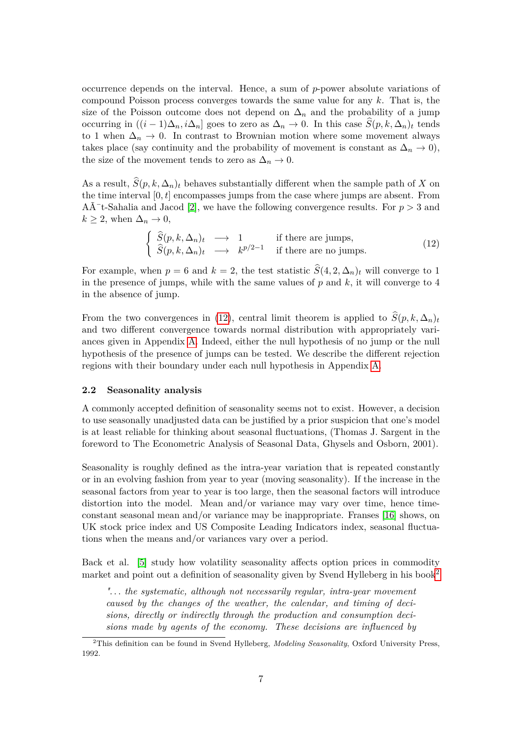occurrence depends on the interval. Hence, a sum of $p$-power absolute variations of compound Poisson process converges towards the same value for any $k$. That is, the size of the Poisson outcome does not depend on $\Delta_n$ and the probability of a jump occurring in $((i-1)\Delta_n, i\Delta_n]$ goes to zero as $\Delta_n \to 0$. In this case $\widehat{S}(p, k, \Delta_n)_t$ tends to 1 when $\Delta_n \to 0$. In contrast to Brownian motion where some movement always takes place (say continuity and the probability of movement is constant as $\Delta_n \to 0$), the size of the movement tends to zero as $\Delta_n \to 0$.

As a result, $\widehat{S}(p, k, \Delta_n)_t$ behaves substantially different when the sample path of $X$ on the time interval $[0, t]$ encompasses jumps from the case where jumps are absent. From AÃ¯t-Sahalia and Jacod [2], we have the following convergence results. For $p > 3$ and $k \geq 2$, when $\Delta_n \to 0$,

$$\begin{cases} \widehat{S}(p, k, \Delta_n)_t \longrightarrow 1 & \text{if there are jumps,} \\ \widehat{S}(p, k, \Delta_n)_t \longrightarrow k^{p/2-1} & \text{if there are no jumps.} \end{cases} \tag{12}$$

For example, when $p = 6$ and $k = 2$, the test statistic $\widehat{S}(4, 2, \Delta_n)_t$ will converge to 1 in the presence of jumps, while with the same values of $p$ and $k$, it will converge to 4 in the absence of jump.

From the two convergences in (12), central limit theorem is applied to $\widehat{S}(p, k, \Delta_n)_t$ and two different convergence towards normal distribution with appropriately variances given in Appendix A. Indeed, either the null hypothesis of no jump or the null hypothesis of the presence of jumps can be tested. We describe the different rejection regions with their boundary under each null hypothesis in Appendix A.

### 2.2 Seasonality analysis

A commonly accepted definition of seasonality seems not to exist. However, a decision to use seasonally unadjusted data can be justified by a prior suspicion that one's model is at least reliable for thinking about seasonal fluctuations, (Thomas J. Sargent in the foreword to The Econometric Analysis of Seasonal Data, Ghysels and Osborn, 2001).

Seasonality is roughly defined as the intra-year variation that is repeated constantly or in an evolving fashion from year to year (moving seasonality). If the increase in the seasonal factors from year to year is too large, then the seasonal factors will introduce distortion into the model. Mean and/or variance may vary over time, hence time-constant seasonal mean and/or variance may be inappropriate. Franses [16] shows, on UK stock price index and US Composite Leading Indicators index, seasonal fluctuations when the means and/or variances vary over a period.

Back et al. [5] study how volatility seasonality affects option prices in commodity market and point out a definition of seasonality given by Svend Hylleberg in his book[2]

> *"... the systematic, although not necessarily regular, intra-year movement caused by the changes of the weather, the calendar, and timing of decisions, directly or indirectly through the production and consumption decisions made by agents of the economy. These decisions are influenced by*

[2] This definition can be found in Svend Hylleberg, *Modeling Seasonality*, Oxford University Press, 1992.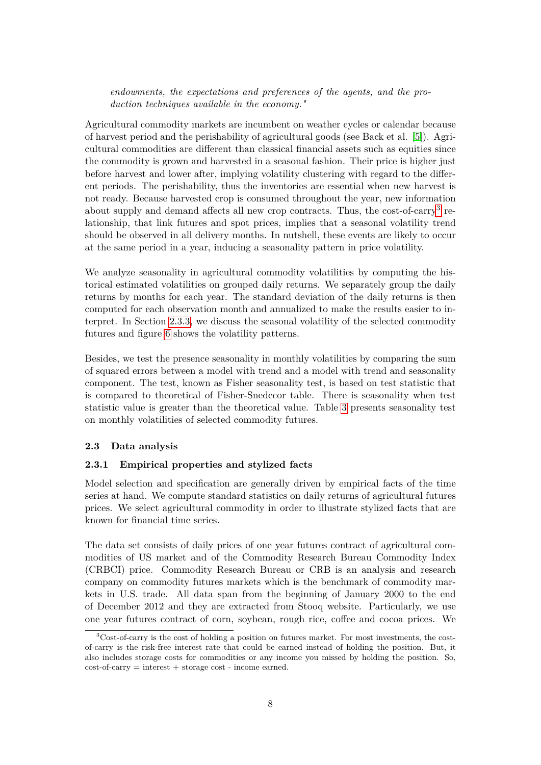*endowments, the expectations and preferences of the agents, and the production techniques available in the economy."*

Agricultural commodity markets are incumbent on weather cycles or calendar because of harvest period and the perishability of agricultural goods (see Back et al. [5]). Agricultural commodities are different than classical financial assets such as equities since the commodity is grown and harvested in a seasonal fashion. Their price is higher just before harvest and lower after, implying volatility clustering with regard to the different periods. The perishability, thus the inventories are essential when new harvest is not ready. Because harvested crop is consumed throughout the year, new information about supply and demand affects all new crop contracts. Thus, the cost-of-carry[3] relationship, that link futures and spot prices, implies that a seasonal volatility trend should be observed in all delivery months. In nutshell, these events are likely to occur at the same period in a year, inducing a seasonality pattern in price volatility.

We analyze seasonality in agricultural commodity volatilities by computing the historical estimated volatilities on grouped daily returns. We separately group the daily returns by months for each year. The standard deviation of the daily returns is then computed for each observation month and annualized to make the results easier to interpret. In Section 2.3.3, we discuss the seasonal volatility of the selected commodity futures and figure 6 shows the volatility patterns.

Besides, we test the presence seasonality in monthly volatilities by comparing the sum of squared errors between a model with trend and a model with trend and seasonality component. The test, known as Fisher seasonality test, is based on test statistic that is compared to theoretical of Fisher-Snedecor table. There is seasonality when test statistic value is greater than the theoretical value. Table 3 presents seasonality test on monthly volatilities of selected commodity futures.

### 2.3 Data analysis

#### 2.3.1 Empirical properties and stylized facts

Model selection and specification are generally driven by empirical facts of the time series at hand. We compute standard statistics on daily returns of agricultural futures prices. We select agricultural commodity in order to illustrate stylized facts that are known for financial time series.

The data set consists of daily prices of one year futures contract of agricultural commodities of US market and of the Commodity Research Bureau Commodity Index (CRBCI) price. Commodity Research Bureau or CRB is an analysis and research company on commodity futures markets which is the benchmark of commodity markets in U.S. trade. All data span from the beginning of January 2000 to the end of December 2012 and they are extracted from Stooq website. Particularly, we use one year futures contract of corn, soybean, rough rice, coffee and cocoa prices. We

[3] Cost-of-carry is the cost of holding a position on futures market. For most investments, the cost-of-carry is the risk-free interest rate that could be earned instead of holding the position. But, it also includes storage costs for commodities or any income you missed by holding the position. So, cost-of-carry = interest + storage cost - income earned.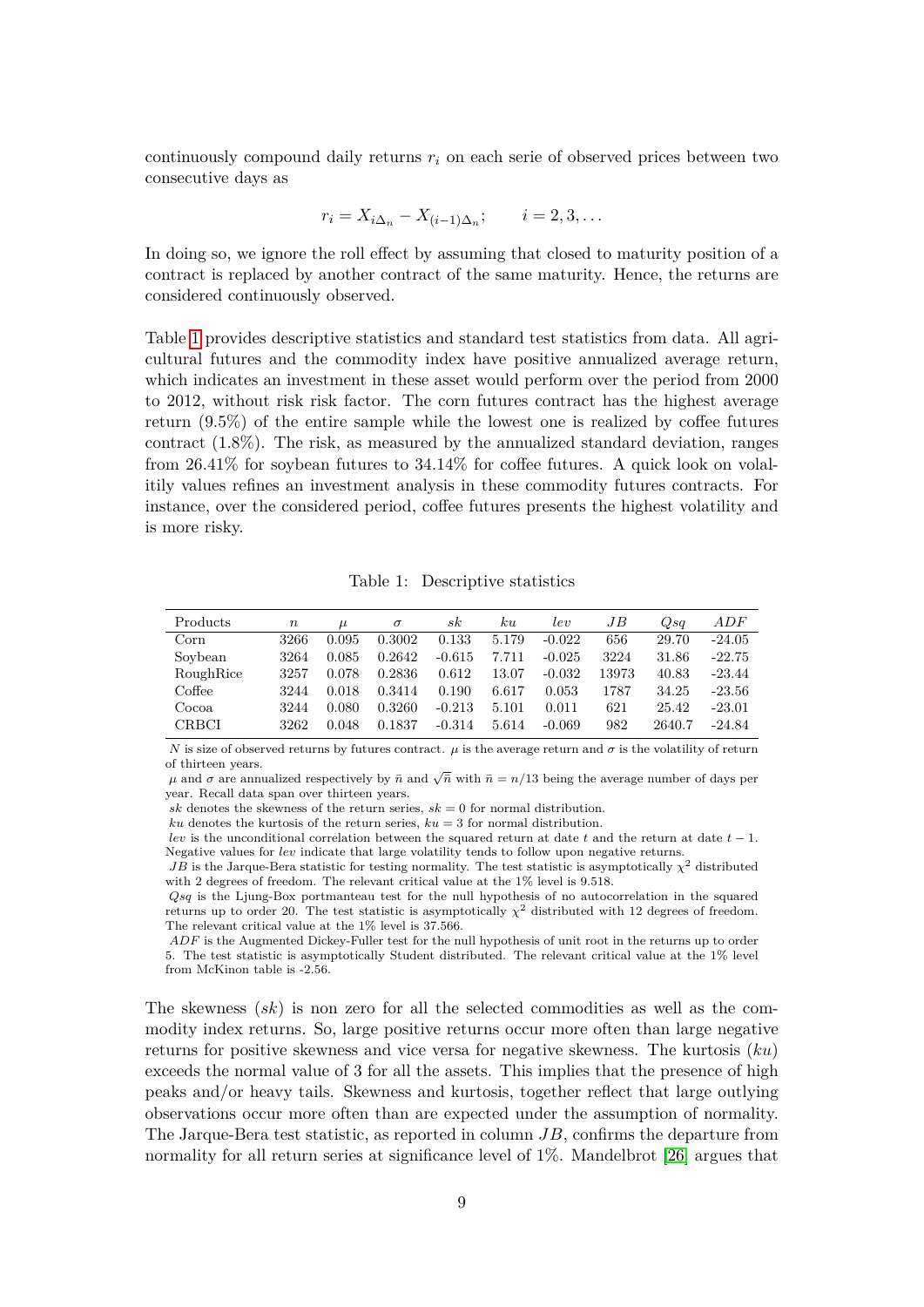continuously compound daily returns $r_i$ on each serie of observed prices between two consecutive days as

$$r_i = X_{i\Delta_n} - X_{(i-1)\Delta_n}; \qquad i = 2, 3, \ldots$$

In doing so, we ignore the roll effect by assuming that closed to maturity position of a contract is replaced by another contract of the same maturity. Hence, the returns are considered continuously observed.

Table 1 provides descriptive statistics and standard test statistics from data. All agricultural futures and the commodity index have positive annualized average return, which indicates an investment in these asset would perform over the period from 2000 to 2012, without risk risk factor. The corn futures contract has the highest average return (9.5%) of the entire sample while the lowest one is realized by coffee futures contract (1.8%). The risk, as measured by the annualized standard deviation, ranges from 26.41% for soybean futures to 34.14% for coffee futures. A quick look on volalitily values refines an investment analysis in these commodity futures contracts. For instance, over the considered period, coffee futures presents the highest volatility and is more risky.

Table 1: Descriptive statistics

| Products | $n$ | $\mu$ | $\sigma$ | $sk$ | $ku$ | $lev$ | $JB$ | $Qsq$ | $ADF$ |
|---|---|---|---|---|---|---|---|---|---|
| Corn | 3266 | 0.095 | 0.3002 | 0.133 | 5.179 | -0.022 | 656 | 29.70 | -24.05 |
| Soybean | 3264 | 0.085 | 0.2642 | -0.615 | 7.711 | -0.025 | 3224 | 31.86 | -22.75 |
| RoughRice | 3257 | 0.078 | 0.2836 | 0.612 | 13.07 | -0.032 | 13973 | 40.83 | -23.44 |
| Coffee | 3244 | 0.018 | 0.3414 | 0.190 | 6.617 | 0.053 | 1787 | 34.25 | -23.56 |
| Cocoa | 3244 | 0.080 | 0.3260 | -0.213 | 5.101 | 0.011 | 621 | 25.42 | -23.01 |
| CRBCI | 3262 | 0.048 | 0.1837 | -0.314 | 5.614 | -0.069 | 982 | 2640.7 | -24.84 |

$N$ is size of observed returns by futures contract. $\mu$ is the average return and $\sigma$ is the volatility of return of thirteen years.
$\mu$ and $\sigma$ are annualized respectively by $\bar{n}$ and $\sqrt{\bar{n}}$ with $\bar{n} = n/13$ being the average number of days per year. Recall data span over thirteen years.
$sk$ denotes the skewness of the return series, $sk = 0$ for normal distribution.
$ku$ denotes the kurtosis of the return series, $ku = 3$ for normal distribution.
$lev$ is the unconditional correlation between the squared return at date $t$ and the return at date $t-1$. Negative values for $lev$ indicate that large volatility tends to follow upon negative returns.
$JB$ is the Jarque-Bera statistic for testing normality. The test statistic is asymptotically $\chi^2$ distributed with 2 degrees of freedom. The relevant critical value at the 1% level is 9.518.
$Qsq$ is the Ljung-Box portmanteau test for the null hypothesis of no autocorrelation in the squared returns up to order 20. The test statistic is asymptotically $\chi^2$ distributed with 12 degrees of freedom. The relevant critical value at the 1% level is 37.566.
$ADF$ is the Augmented Dickey-Fuller test for the null hypothesis of unit root in the returns up to order 5. The test statistic is asymptotically Student distributed. The relevant critical value at the 1% level from McKinon table is -2.56.

The skewness ($sk$) is non zero for all the selected commodities as well as the commodity index returns. So, large positive returns occur more often than large negative returns for positive skewness and vice versa for negative skewness. The kurtosis ($ku$) exceeds the normal value of 3 for all the assets. This implies that the presence of high peaks and/or heavy tails. Skewness and kurtosis, together reflect that large outlying observations occur more often than are expected under the assumption of normality. The Jarque-Bera test statistic, as reported in column $JB$, confirms the departure from normality for all return series at significance level of 1%. Mandelbrot [26] argues that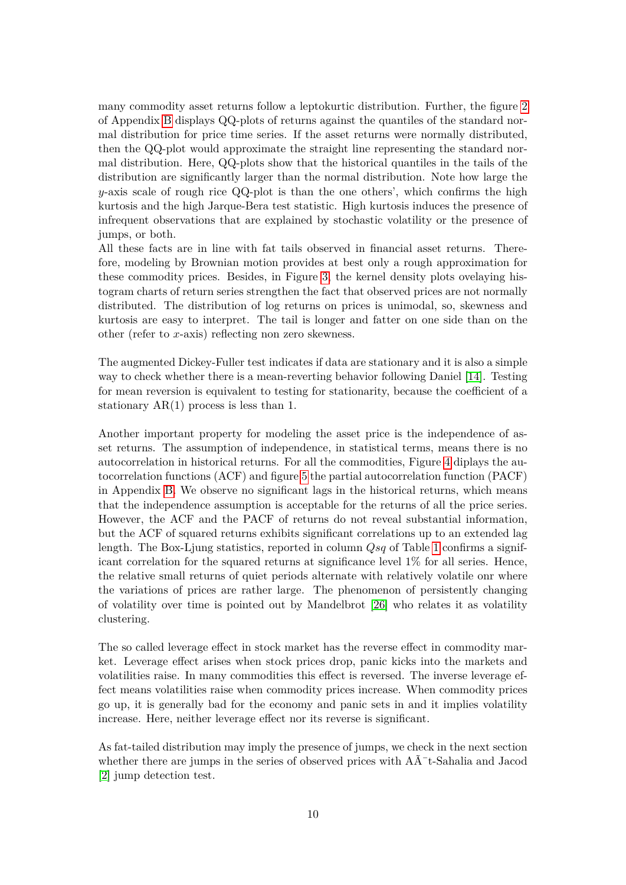many commodity asset returns follow a leptokurtic distribution. Further, the figure 2 of Appendix B displays QQ-plots of returns against the quantiles of the standard normal distribution for price time series. If the asset returns were normally distributed, then the QQ-plot would approximate the straight line representing the standard normal distribution. Here, QQ-plots show that the historical quantiles in the tails of the distribution are significantly larger than the normal distribution. Note how large the $y$-axis scale of rough rice QQ-plot is than the one others', which confirms the high kurtosis and the high Jarque-Bera test statistic. High kurtosis induces the presence of infrequent observations that are explained by stochastic volatility or the presence of jumps, or both.
All these facts are in line with fat tails observed in financial asset returns. Therefore, modeling by Brownian motion provides at best only a rough approximation for these commodity prices. Besides, in Figure 3, the kernel density plots ovelaying histogram charts of return series strengthen the fact that observed prices are not normally distributed. The distribution of log returns on prices is unimodal, so, skewness and kurtosis are easy to interpret. The tail is longer and fatter on one side than on the other (refer to $x$-axis) reflecting non zero skewness.

The augmented Dickey-Fuller test indicates if data are stationary and it is also a simple way to check whether there is a mean-reverting behavior following Daniel [14]. Testing for mean reversion is equivalent to testing for stationarity, because the coefficient of a stationary AR(1) process is less than 1.

Another important property for modeling the asset price is the independence of asset returns. The assumption of independence, in statistical terms, means there is no autocorrelation in historical returns. For all the commodities, Figure 4 diplays the autocorrelation functions (ACF) and figure 5 the partial autocorrelation function (PACF) in Appendix B. We observe no significant lags in the historical returns, which means that the independence assumption is acceptable for the returns of all the price series. However, the ACF and the PACF of returns do not reveal substantial information, but the ACF of squared returns exhibits significant correlations up to an extended lag length. The Box-Ljung statistics, reported in column $Qsq$ of Table 1 confirms a significant correlation for the squared returns at significance level 1% for all series. Hence, the relative small returns of quiet periods alternate with relatively volatile onr where the variations of prices are rather large. The phenomenon of persistently changing of volatility over time is pointed out by Mandelbrot [26] who relates it as volatility clustering.

The so called leverage effect in stock market has the reverse effect in commodity market. Leverage effect arises when stock prices drop, panic kicks into the markets and volatilities raise. In many commodities this effect is reversed. The inverse leverage effect means volatilities raise when commodity prices increase. When commodity prices go up, it is generally bad for the economy and panic sets in and it implies volatility increase. Here, neither leverage effect nor its reverse is significant.

As fat-tailed distribution may imply the presence of jumps, we check in the next section whether there are jumps in the series of observed prices with AÃ¯t-Sahalia and Jacod [2] jump detection test.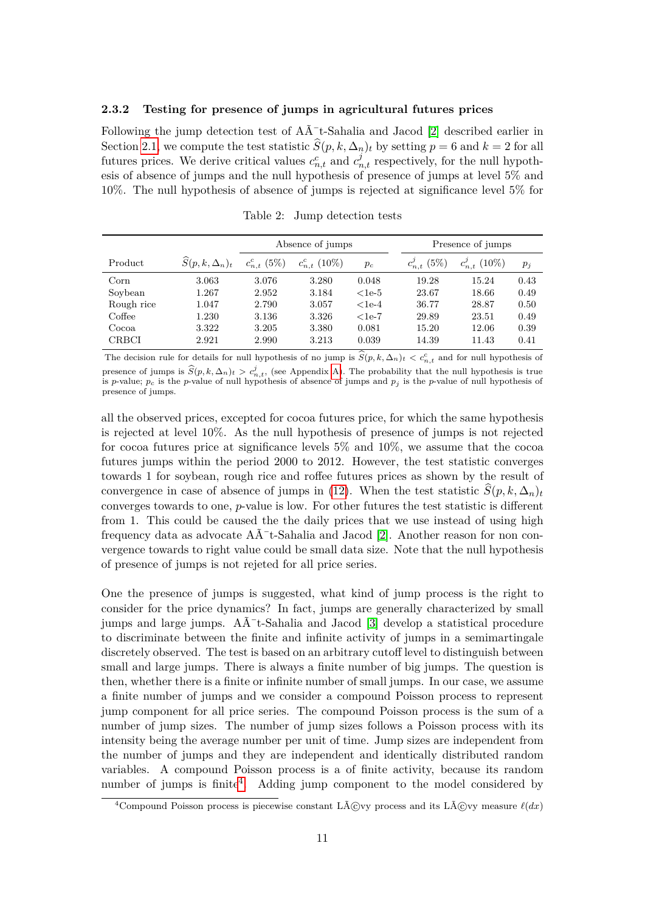### 2.3.2 Testing for presence of jumps in agricultural futures prices

Following the jump detection test of AÃ¯t-Sahalia and Jacod [2] described earlier in Section 2.1, we compute the test statistic $\widehat{S}(p,k,\Delta_n)_t$ by setting $p = 6$ and $k = 2$ for all futures prices. We derive critical values $c^c_{n,t}$ and $c^j_{n,t}$ respectively, for the null hypothesis of absence of jumps and the null hypothesis of presence of jumps at level 5% and 10%. The null hypothesis of absence of jumps is rejected at significance level 5% for all the observed prices, excepted for cocoa futures price, for which the same hypothesis is rejected at level 10%. As the null hypothesis of presence of jumps is not rejected for cocoa futures price at significance levels 5% and 10%, we assume that the cocoa futures jumps within the period 2000 to 2012. However, the test statistic converges towards 1 for soybean, rough rice and roffee futures prices as shown by the result of convergence in case of absence of jumps in (12). When the test statistic $\widehat{S}(p,k,\Delta_n)_t$ converges towards to one, $p$-value is low. For other futures the test statistic is different from 1. This could be caused the the daily prices that we use instead of using high frequency data as advocate AÃ¯t-Sahalia and Jacod [2]. Another reason for non convergence towards to right value could be small data size. Note that the null hypothesis of presence of jumps is not rejeted for all price series.

Table 2: Jump detection tests

| | | Absence of jumps | | | Presence of jumps | | |
|---|---|---|---|---|---|---|---|
| Product | $\widehat{S}(p,k,\Delta_n)_t$ | $c^c_{n,t}$ (5%) | $c^c_{n,t}$ (10%) | $p_c$ | $c^j_{n,t}$ (5%) | $c^j_{n,t}$ (10%) | $p_j$ |
| Corn | 3.063 | 3.076 | 3.280 | 0.048 | 19.28 | 15.24 | 0.43 |
| Soybean | 1.267 | 2.952 | 3.184 | <1e-5 | 23.67 | 18.66 | 0.49 |
| Rough rice | 1.047 | 2.790 | 3.057 | <1e-4 | 36.77 | 28.87 | 0.50 |
| Coffee | 1.230 | 3.136 | 3.326 | <1e-7 | 29.89 | 23.51 | 0.49 |
| Cocoa | 3.322 | 3.205 | 3.380 | 0.081 | 15.20 | 12.06 | 0.39 |
| CRBCI | 2.921 | 2.990 | 3.213 | 0.039 | 14.39 | 11.43 | 0.41 |

The decision rule for details for null hypothesis of no jump is $\widehat{S}(p,k,\Delta_n)_t < c^c_{n,t}$ and for null hypothesis of presence of jumps is $\widehat{S}(p,k,\Delta_n)_t > c^j_{n,t}$, (see Appendix A). The probability that the null hypothesis is true is $p$-value; $p_c$ is the $p$-value of null hypothesis of absence of jumps and $p_j$ is the $p$-value of null hypothesis of presence of jumps.

One the presence of jumps is suggested, what kind of jump process is the right to consider for the price dynamics? In fact, jumps are generally characterized by small jumps and large jumps. AÃ¯t-Sahalia and Jacod [3] develop a statistical procedure to discriminate between the finite and infinite activity of jumps in a semimartingale discretely observed. The test is based on an arbitrary cutoff level to distinguish between small and large jumps. There is always a finite number of big jumps. The question is then, whether there is a finite or infinite number of small jumps. In our case, we assume a finite number of jumps and we consider a compound Poisson process to represent jump component for all price series. The compound Poisson process is the sum of a number of jump sizes. The number of jump sizes follows a Poisson process with its intensity being the average number per unit of time. Jump sizes are independent from the number of jumps and they are independent and identically distributed random variables. A compound Poisson process is a of finite activity, because its random number of jumps is finite[4]. Adding jump component to the model considered by

[4]Compound Poisson process is piecewise constant LÃ©vy process and its LÃ©vy measure $\ell(dx)$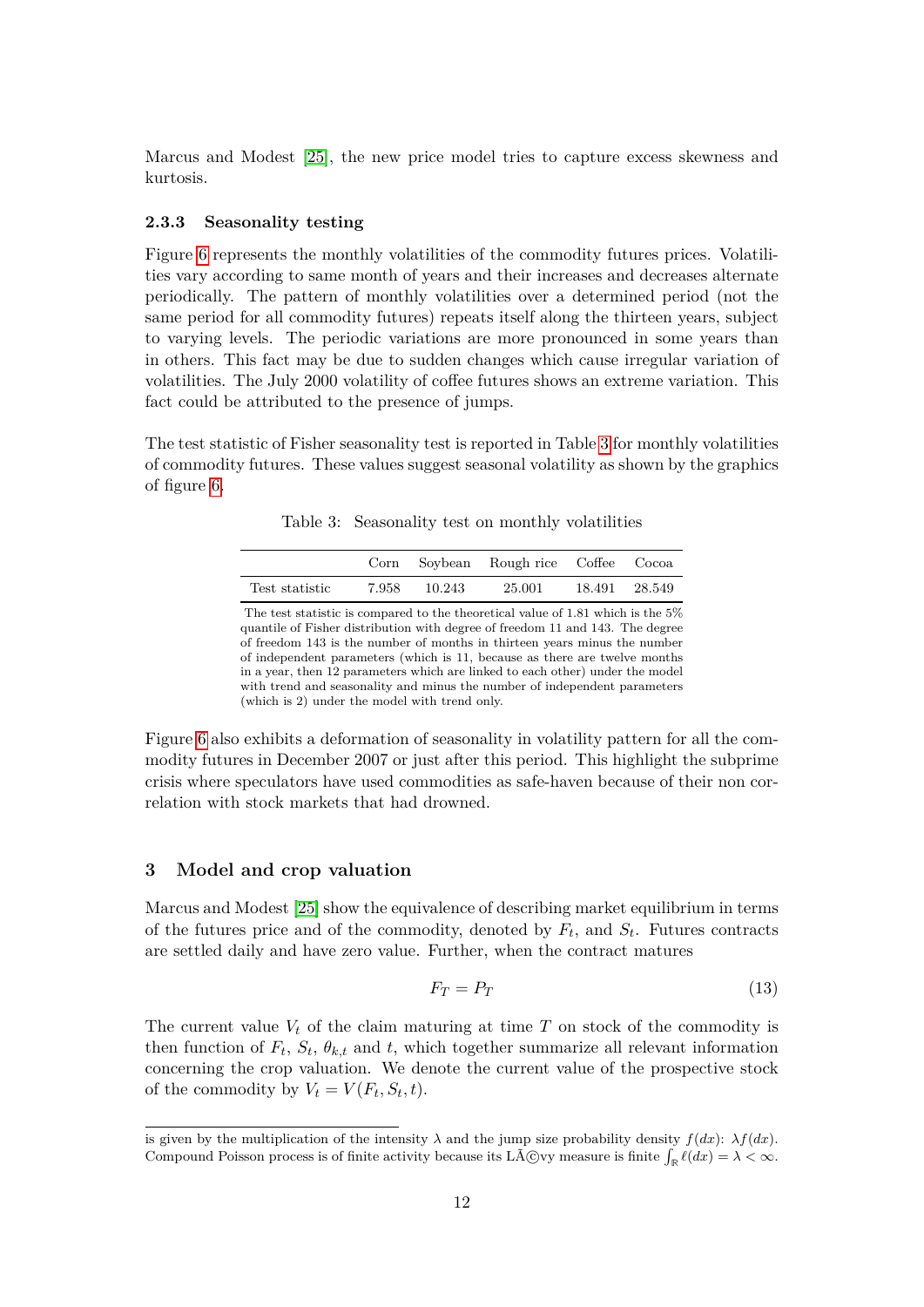Marcus and Modest [25], the new price model tries to capture excess skewness and kurtosis.

### 2.3.3 Seasonality testing

Figure 6 represents the monthly volatilities of the commodity futures prices. Volatilities vary according to same month of years and their increases and decreases alternate periodically. The pattern of monthly volatilities over a determined period (not the same period for all commodity futures) repeats itself along the thirteen years, subject to varying levels. The periodic variations are more pronounced in some years than in others. This fact may be due to sudden changes which cause irregular variation of volatilities. The July 2000 volatility of coffee futures shows an extreme variation. This fact could be attributed to the presence of jumps.

The test statistic of Fisher seasonality test is reported in Table 3 for monthly volatilities of commodity futures. These values suggest seasonal volatility as shown by the graphics of figure 6.

Table 3: Seasonality test on monthly volatilities

| | Corn | Soybean | Rough rice | Coffee | Cocoa |
|---|---|---|---|---|---|
| Test statistic | 7.958 | 10.243 | 25.001 | 18.491 | 28.549 |

The test statistic is compared to the theoretical value of 1.81 which is the 5% quantile of Fisher distribution with degree of freedom 11 and 143. The degree of freedom 143 is the number of months in thirteen years minus the number of independent parameters (which is 11, because as there are twelve months in a year, then 12 parameters which are linked to each other) under the model with trend and seasonality and minus the number of independent parameters (which is 2) under the model with trend only.

Figure 6 also exhibits a deformation of seasonality in volatility pattern for all the commodity futures in December 2007 or just after this period. This highlight the subprime crisis where speculators have used commodities as safe-haven because of their non correlation with stock markets that had drowned.

## 3 Model and crop valuation

Marcus and Modest [25] show the equivalence of describing market equilibrium in terms of the futures price and of the commodity, denoted by $F_t$, and $S_t$. Futures contracts are settled daily and have zero value. Further, when the contract matures

$$F_T = P_T \tag{13}$$

The current value $V_t$ of the claim maturing at time $T$ on stock of the commodity is then function of $F_t$, $S_t$, $\theta_{k,t}$ and $t$, which together summarize all relevant information concerning the crop valuation. We denote the current value of the prospective stock of the commodity by $V_t = V(F_t, S_t, t)$.

---

is given by the multiplication of the intensity $\lambda$ and the jump size probability density $f(dx)$: $\lambda f(dx)$. Compound Poisson process is of finite activity because its LÃ©vy measure is finite $\int_{\mathbb{R}} \ell(dx) = \lambda < \infty$.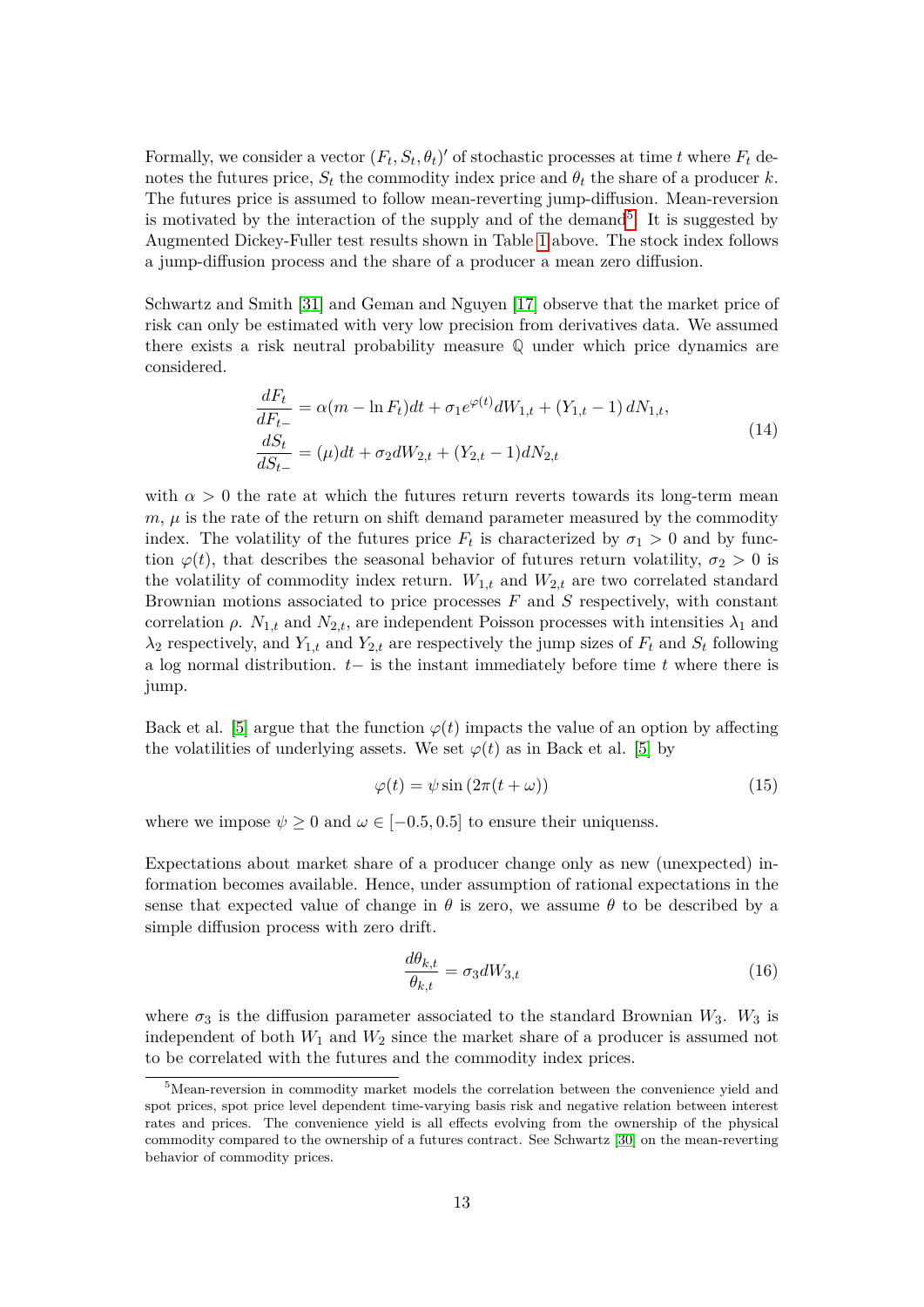Formally, we consider a vector $(F_t, S_t, \theta_t)'$ of stochastic processes at time $t$ where $F_t$ denotes the futures price, $S_t$ the commodity index price and $\theta_t$ the share of a producer $k$. The futures price is assumed to follow mean-reverting jump-diffusion. Mean-reversion is motivated by the interaction of the supply and of the demand[5]. It is suggested by Augmented Dickey-Fuller test results shown in Table 1 above. The stock index follows a jump-diffusion process and the share of a producer a mean zero diffusion.

Schwartz and Smith [31] and Geman and Nguyen [17] observe that the market price of risk can only be estimated with very low precision from derivatives data. We assumed there exists a risk neutral probability measure $\mathbb{Q}$ under which price dynamics are considered.

$$
\begin{aligned}
\frac{dF_t}{dF_{t-}} &= \alpha(m - \ln F_t)dt + \sigma_1 e^{\varphi(t)} dW_{1,t} + (Y_{1,t} - 1)\, dN_{1,t}, \\
\frac{dS_t}{dS_{t-}} &= (\mu)dt + \sigma_2 dW_{2,t} + (Y_{2,t} - 1) dN_{2,t}
\end{aligned}
\tag{14}
$$

with $\alpha > 0$ the rate at which the futures return reverts towards its long-term mean $m$, $\mu$ is the rate of the return on shift demand parameter measured by the commodity index. The volatility of the futures price $F_t$ is characterized by $\sigma_1 > 0$ and by function $\varphi(t)$, that describes the seasonal behavior of futures return volatility, $\sigma_2 > 0$ is the volatility of commodity index return. $W_{1,t}$ and $W_{2,t}$ are two correlated standard Brownian motions associated to price processes $F$ and $S$ respectively, with constant correlation $\rho$. $N_{1,t}$ and $N_{2,t}$, are independent Poisson processes with intensities $\lambda_1$ and $\lambda_2$ respectively, and $Y_{1,t}$ and $Y_{2,t}$ are respectively the jump sizes of $F_t$ and $S_t$ following a log normal distribution. $t-$ is the instant immediately before time $t$ where there is jump.

Back et al. [5] argue that the function $\varphi(t)$ impacts the value of an option by affecting the volatilities of underlying assets. We set $\varphi(t)$ as in Back et al. [5] by

$$
\varphi(t) = \psi \sin(2\pi(t + \omega))
\tag{15}
$$

where we impose $\psi \geq 0$ and $\omega \in [-0.5, 0.5]$ to ensure their uniquenss.

Expectations about market share of a producer change only as new (unexpected) information becomes available. Hence, under assumption of rational expectations in the sense that expected value of change in $\theta$ is zero, we assume $\theta$ to be described by a simple diffusion process with zero drift.

$$
\frac{d\theta_{k,t}}{\theta_{k,t}} = \sigma_3 dW_{3,t}
\tag{16}
$$

where $\sigma_3$ is the diffusion parameter associated to the standard Brownian $W_3$. $W_3$ is independent of both $W_1$ and $W_2$ since the market share of a producer is assumed not to be correlated with the futures and the commodity index prices.

[5] Mean-reversion in commodity market models the correlation between the convenience yield and spot prices, spot price level dependent time-varying basis risk and negative relation between interest rates and prices. The convenience yield is all effects evolving from the ownership of the physical commodity compared to the ownership of a futures contract. See Schwartz [30] on the mean-reverting behavior of commodity prices.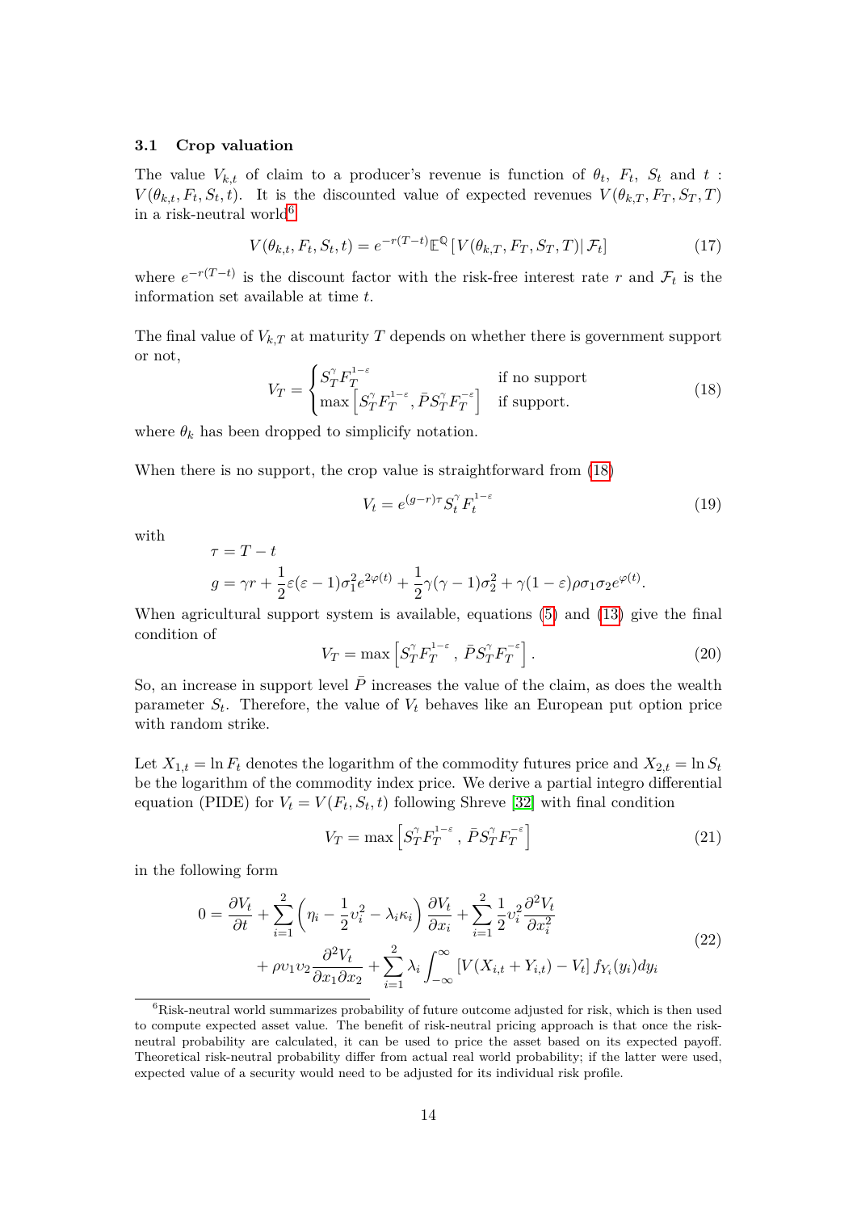### 3.1 Crop valuation

The value $V_{k,t}$ of claim to a producer's revenue is function of $\theta_t$, $F_t$, $S_t$ and $t$ : $V(\theta_{k,t}, F_t, S_t, t)$. It is the discounted value of expected revenues $V(\theta_{k,T}, F_T, S_T, T)$ in a risk-neutral world[6]

$$V(\theta_{k,t}, F_t, S_t, t) = e^{-r(T-t)}\mathbb{E}^{\mathbb{Q}}\left[V(\theta_{k,T}, F_T, S_T, T)\middle|\, \mathcal{F}_t\right] \tag{17}$$

where $e^{-r(T-t)}$ is the discount factor with the risk-free interest rate $r$ and $\mathcal{F}_t$ is the information set available at time $t$.

The final value of $V_{k,T}$ at maturity $T$ depends on whether there is government support or not,

$$V_T = \begin{cases} S_T^{\gamma} F_T^{1-\varepsilon} & \text{if no support} \\ \max\left[S_T^{\gamma} F_T^{1-\varepsilon}, \bar{P} S_T^{\gamma} F_T^{-\varepsilon}\right] & \text{if support.} \end{cases} \tag{18}$$

where $\theta_k$ has been dropped to simplicify notation.

When there is no support, the crop value is straightforward from (18)

$$V_t = e^{(g-r)\tau} S_t^{\gamma} F_t^{1-\varepsilon} \tag{19}$$

with

$$\tau = T - t$$

$$g = \gamma r + \frac{1}{2}\varepsilon(\varepsilon-1)\sigma_1^2 e^{2\varphi(t)} + \frac{1}{2}\gamma(\gamma-1)\sigma_2^2 + \gamma(1-\varepsilon)\rho\sigma_1\sigma_2 e^{\varphi(t)}.$$

When agricultural support system is available, equations (5) and (13) give the final condition of

$$V_T = \max\left[S_T^{\gamma} F_T^{1-\varepsilon}\,,\, \bar{P} S_T^{\gamma} F_T^{-\varepsilon}\right]. \tag{20}$$

So, an increase in support level $\bar{P}$ increases the value of the claim, as does the wealth parameter $S_t$. Therefore, the value of $V_t$ behaves like an European put option price with random strike.

Let $X_{1,t} = \ln F_t$ denotes the logarithm of the commodity futures price and $X_{2,t} = \ln S_t$ be the logarithm of the commodity index price. We derive a partial integro differential equation (PIDE) for $V_t = V(F_t, S_t, t)$ following Shreve [32] with final condition

$$V_T = \max\left[S_T^{\gamma} F_T^{1-\varepsilon}\,,\, \bar{P} S_T^{\gamma} F_T^{-\varepsilon}\right] \tag{21}$$

in the following form

$$\begin{aligned} 0 = \frac{\partial V_t}{\partial t} &+ \sum_{i=1}^{2}\left(\eta_i - \frac{1}{2}\upsilon_i^2 - \lambda_i\kappa_i\right)\frac{\partial V_t}{\partial x_i} + \sum_{i=1}^{2}\frac{1}{2}\upsilon_i^2\frac{\partial^2 V_t}{\partial x_i^2} \\ &+ \rho\upsilon_1\upsilon_2\frac{\partial^2 V_t}{\partial x_1 \partial x_2} + \sum_{i=1}^{2}\lambda_i\int_{-\infty}^{\infty}\left[V(X_{i,t}+Y_{i,t}) - V_t\right] f_{Y_i}(y_i)dy_i \end{aligned} \tag{22}$$

[6] Risk-neutral world summarizes probability of future outcome adjusted for risk, which is then used to compute expected asset value. The benefit of risk-neutral pricing approach is that once the risk-neutral probability are calculated, it can be used to price the asset based on its expected payoff. Theoretical risk-neutral probability differ from actual real world probability; if the latter were used, expected value of a security would need to be adjusted for its individual risk profile.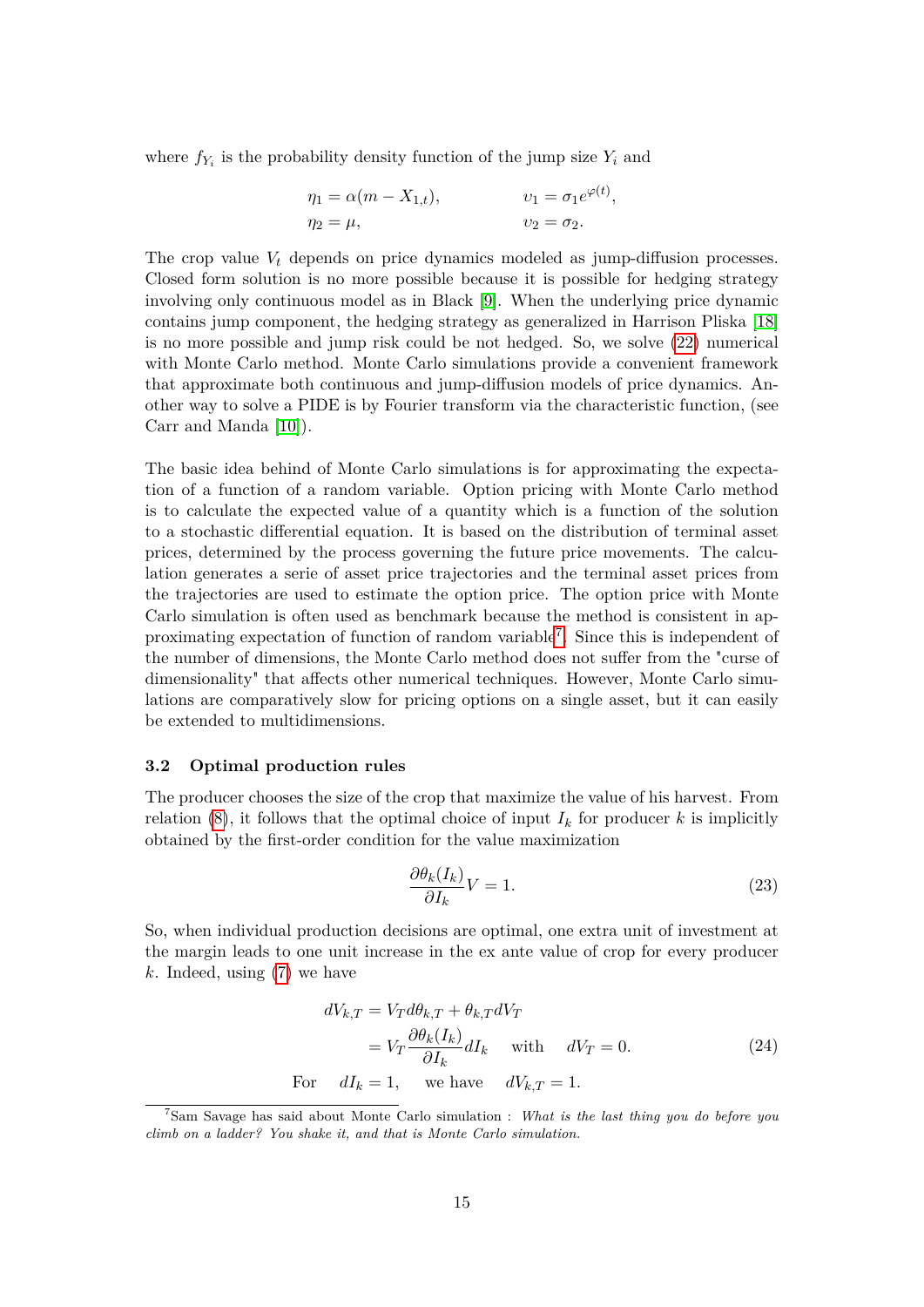where $f_{Y_i}$ is the probability density function of the jump size $Y_i$ and

$$
\begin{aligned}
\eta_1 &= \alpha(m - X_{1,t}), & \upsilon_1 &= \sigma_1 e^{\varphi(t)}, \\
\eta_2 &= \mu, & \upsilon_2 &= \sigma_2.
\end{aligned}
$$

The crop value $V_t$ depends on price dynamics modeled as jump-diffusion processes. Closed form solution is no more possible because it is possible for hedging strategy involving only continuous model as in Black [9]. When the underlying price dynamic contains jump component, the hedging strategy as generalized in Harrison Pliska [18] is no more possible and jump risk could be not hedged. So, we solve (22) numerical with Monte Carlo method. Monte Carlo simulations provide a convenient framework that approximate both continuous and jump-diffusion models of price dynamics. Another way to solve a PIDE is by Fourier transform via the characteristic function, (see Carr and Manda [10]).

The basic idea behind of Monte Carlo simulations is for approximating the expectation of a function of a random variable. Option pricing with Monte Carlo method is to calculate the expected value of a quantity which is a function of the solution to a stochastic differential equation. It is based on the distribution of terminal asset prices, determined by the process governing the future price movements. The calculation generates a serie of asset price trajectories and the terminal asset prices from the trajectories are used to estimate the option price. The option price with Monte Carlo simulation is often used as benchmark because the method is consistent in approximating expectation of function of random variable[7]. Since this is independent of the number of dimensions, the Monte Carlo method does not suffer from the "curse of dimensionality" that affects other numerical techniques. However, Monte Carlo simulations are comparatively slow for pricing options on a single asset, but it can easily be extended to multidimensions.

### 3.2 Optimal production rules

The producer chooses the size of the crop that maximize the value of his harvest. From relation (8), it follows that the optimal choice of input $I_k$ for producer $k$ is implicitly obtained by the first-order condition for the value maximization

$$
\frac{\partial \theta_k(I_k)}{\partial I_k} V = 1. \tag{23}
$$

So, when individual production decisions are optimal, one extra unit of investment at the margin leads to one unit increase in the ex ante value of crop for every producer $k$. Indeed, using (7) we have

$$
\begin{aligned}
dV_{k,T} &= V_T d\theta_{k,T} + \theta_{k,T} dV_T \\
&= V_T \frac{\partial \theta_k(I_k)}{\partial I_k} dI_k \quad \text{with} \quad dV_T = 0. \\
\text{For} \quad dI_k &= 1, \quad \text{we have} \quad dV_{k,T} = 1.
\end{aligned} \tag{24}
$$

[7] Sam Savage has said about Monte Carlo simulation : *What is the last thing you do before you climb on a ladder? You shake it, and that is Monte Carlo simulation.*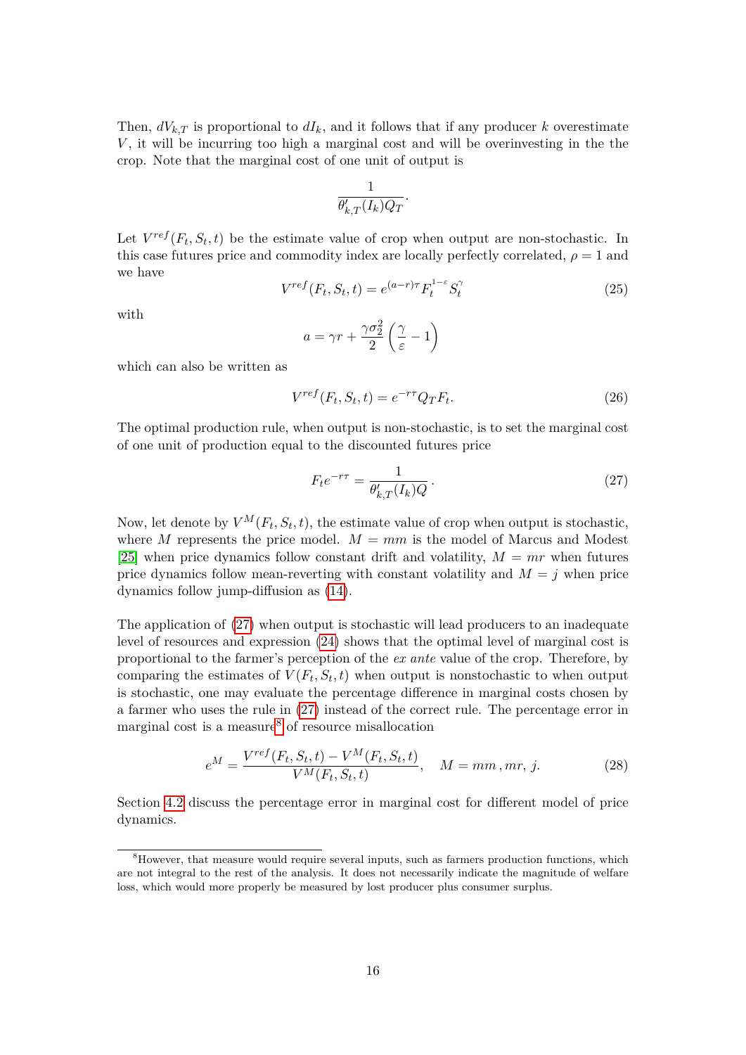Then, $dV_{k,T}$ is proportional to $dI_k$, and it follows that if any producer $k$ overestimate $V$, it will be incurring too high a marginal cost and will be overinvesting in the the crop. Note that the marginal cost of one unit of output is

$$\frac{1}{\theta'_{k,T}(I_k)Q_T}.$$

Let $V^{ref}(F_t, S_t, t)$ be the estimate value of crop when output are non-stochastic. In this case futures price and commodity index are locally perfectly correlated, $\rho = 1$ and we have

$$V^{ref}(F_t, S_t, t) = e^{(a-r)\tau} F_t^{1-\varepsilon} S_t^{\gamma} \tag{25}$$

with

$$a = \gamma r + \frac{\gamma \sigma_2^2}{2}\left(\frac{\gamma}{\varepsilon} - 1\right)$$

which can also be written as

$$V^{ref}(F_t, S_t, t) = e^{-r\tau} Q_T F_t. \tag{26}$$

The optimal production rule, when output is non-stochastic, is to set the marginal cost of one unit of production equal to the discounted futures price

$$F_t e^{-r\tau} = \frac{1}{\theta'_{k,T}(I_k)Q}. \tag{27}$$

Now, let denote by $V^M(F_t, S_t, t)$, the estimate value of crop when output is stochastic, where $M$ represents the price model. $M = mm$ is the model of Marcus and Modest [25] when price dynamics follow constant drift and volatility, $M = mr$ when futures price dynamics follow mean-reverting with constant volatility and $M = j$ when price dynamics follow jump-diffusion as (14).

The application of (27) when output is stochastic will lead producers to an inadequate level of resources and expression (24) shows that the optimal level of marginal cost is proportional to the farmer's perception of the *ex ante* value of the crop. Therefore, by comparing the estimates of $V(F_t, S_t, t)$ when output is nonstochastic to when output is stochastic, one may evaluate the percentage difference in marginal costs chosen by a farmer who uses the rule in (27) instead of the correct rule. The percentage error in marginal cost is a measure[8] of resource misallocation

$$e^M = \frac{V^{ref}(F_t, S_t, t) - V^M(F_t, S_t, t)}{V^M(F_t, S_t, t)}, \quad M = mm\,, mr,\, j. \tag{28}$$

Section 4.2 discuss the percentage error in marginal cost for different model of price dynamics.

[8] However, that measure would require several inputs, such as farmers production functions, which are not integral to the rest of the analysis. It does not necessarily indicate the magnitude of welfare loss, which would more properly be measured by lost producer plus consumer surplus.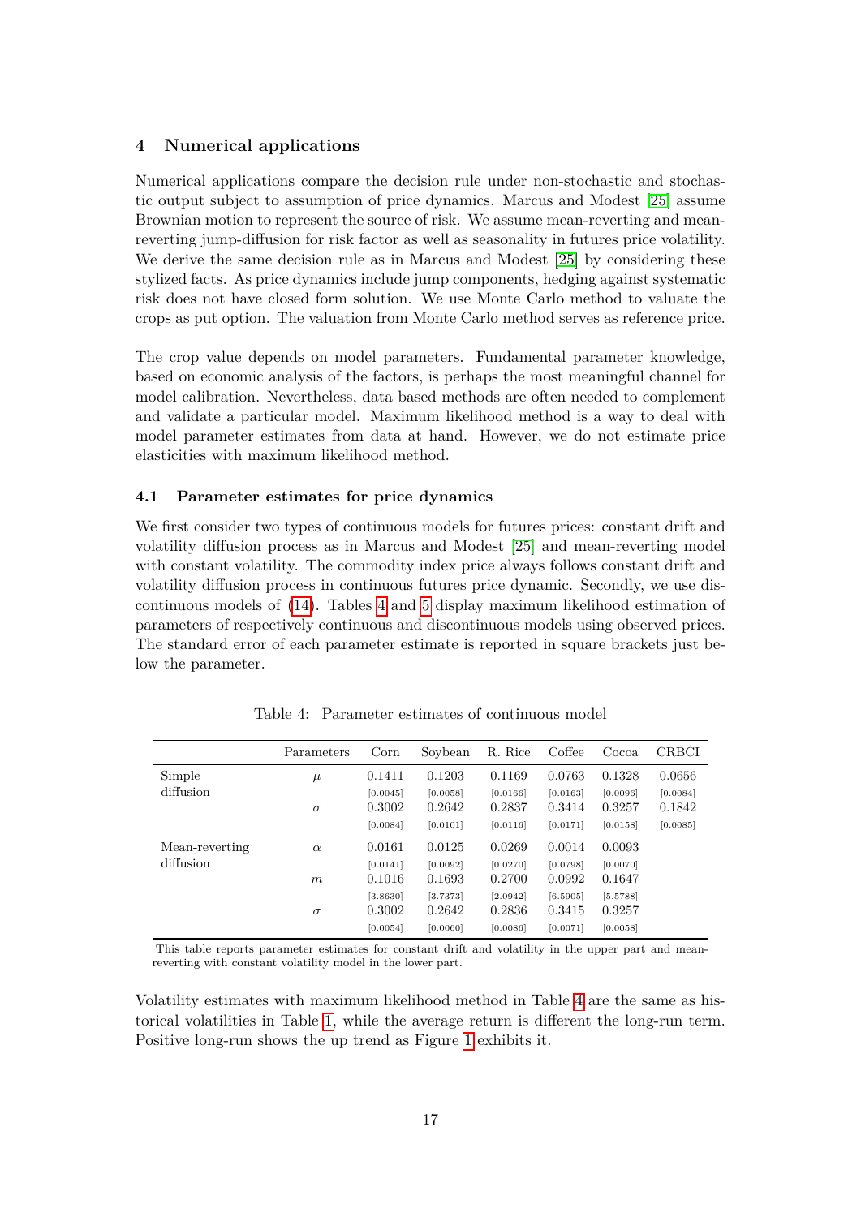## 4 Numerical applications

Numerical applications compare the decision rule under non-stochastic and stochastic output subject to assumption of price dynamics. Marcus and Modest [25] assume Brownian motion to represent the source of risk. We assume mean-reverting and mean-reverting jump-diffusion for risk factor as well as seasonality in futures price volatility. We derive the same decision rule as in Marcus and Modest [25] by considering these stylized facts. As price dynamics include jump components, hedging against systematic risk does not have closed form solution. We use Monte Carlo method to valuate the crops as put option. The valuation from Monte Carlo method serves as reference price.

The crop value depends on model parameters. Fundamental parameter knowledge, based on economic analysis of the factors, is perhaps the most meaningful channel for model calibration. Nevertheless, data based methods are often needed to complement and validate a particular model. Maximum likelihood method is a way to deal with model parameter estimates from data at hand. However, we do not estimate price elasticities with maximum likelihood method.

### 4.1 Parameter estimates for price dynamics

We first consider two types of continuous models for futures prices: constant drift and volatility diffusion process as in Marcus and Modest [25] and mean-reverting model with constant volatility. The commodity index price always follows constant drift and volatility diffusion process in continuous futures price dynamic. Secondly, we use discontinuous models of (14). Tables 4 and 5 display maximum likelihood estimation of parameters of respectively continuous and discontinuous models using observed prices. The standard error of each parameter estimate is reported in square brackets just below the parameter.

Table 4: Parameter estimates of continuous model

| | Parameters | Corn | Soybean | R. Rice | Coffee | Cocoa | CRBCI |
|---|---|---|---|---|---|---|---|
| Simple diffusion | $\mu$ | 0.1411 | 0.1203 | 0.1169 | 0.0763 | 0.1328 | 0.0656 |
| | | [0.0045] | [0.0058] | [0.0166] | [0.0163] | [0.0096] | [0.0084] |
| | $\sigma$ | 0.3002 | 0.2642 | 0.2837 | 0.3414 | 0.3257 | 0.1842 |
| | | [0.0084] | [0.0101] | [0.0116] | [0.0171] | [0.0158] | [0.0085] |
| Mean-reverting diffusion | $\alpha$ | 0.0161 | 0.0125 | 0.0269 | 0.0014 | 0.0093 | |
| | | [0.0141] | [0.0092] | [0.0270] | [0.0798] | [0.0070] | |
| | $m$ | 0.1016 | 0.1693 | 0.2700 | 0.0992 | 0.1647 | |
| | | [3.8630] | [3.7373] | [2.0942] | [6.5905] | [5.5788] | |
| | $\sigma$ | 0.3002 | 0.2642 | 0.2836 | 0.3415 | 0.3257 | |
| | | [0.0054] | [0.0060] | [0.0086] | [0.0071] | [0.0058] | |

This table reports parameter estimates for constant drift and volatility in the upper part and mean-reverting with constant volatility model in the lower part.

Volatility estimates with maximum likelihood method in Table 4 are the same as historical volatilities in Table 1, while the average return is different the long-run term. Positive long-run shows the up trend as Figure 1 exhibits it.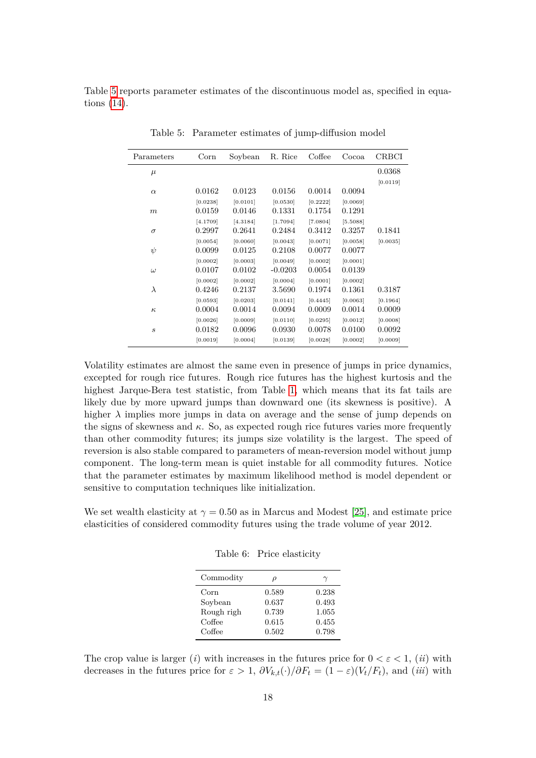Table 5 reports parameter estimates of the discontinuous model as, specified in equations (14).

Table 5: Parameter estimates of jump-diffusion model

| Parameters | Corn | Soybean | R. Rice | Coffee | Cocoa | CRBCI |
|---|---|---|---|---|---|---|
| $\mu$ | | | | | | 0.0368 |
| | | | | | | [0.0119] |
| $\alpha$ | 0.0162 | 0.0123 | 0.0156 | 0.0014 | 0.0094 | |
| | [0.0238] | [0.0101] | [0.0530] | [0.2222] | [0.0069] | |
| $m$ | 0.0159 | 0.0146 | 0.1331 | 0.1754 | 0.1291 | |
| | [4.1709] | [4.3184] | [1.7094] | [7.0804] | [5.5088] | |
| $\sigma$ | 0.2997 | 0.2641 | 0.2484 | 0.3412 | 0.3257 | 0.1841 |
| | [0.0054] | [0.0060] | [0.0043] | [0.0071] | [0.0058] | [0.0035] |
| $\psi$ | 0.0099 | 0.0125 | 0.2108 | 0.0077 | 0.0077 | |
| | [0.0002] | [0.0003] | [0.0049] | [0.0002] | [0.0001] | |
| $\omega$ | 0.0107 | 0.0102 | -0.0203 | 0.0054 | 0.0139 | |
| | [0.0002] | [0.0002] | [0.0004] | [0.0001] | [0.0002] | |
| $\lambda$ | 0.4246 | 0.2137 | 3.5690 | 0.1974 | 0.1361 | 0.3187 |
| | [0.0593] | [0.0203] | [0.0141] | [0.4445] | [0.0063] | [0.1964] |
| $\kappa$ | 0.0004 | 0.0014 | 0.0094 | 0.0009 | 0.0014 | 0.0009 |
| | [0.0026] | [0.0009] | [0.0110] | [0.0295] | [0.0012] | [0.0008] |
| $s$ | 0.0182 | 0.0096 | 0.0930 | 0.0078 | 0.0100 | 0.0092 |
| | [0.0019] | [0.0004] | [0.0139] | [0.0028] | [0.0002] | [0.0009] |

Volatility estimates are almost the same even in presence of jumps in price dynamics, excepted for rough rice futures. Rough rice futures has the highest kurtosis and the highest Jarque-Bera test statistic, from Table 1, which means that its fat tails are likely due by more upward jumps than downward one (its skewness is positive). A higher $\lambda$ implies more jumps in data on average and the sense of jump depends on the signs of skewness and $\kappa$. So, as expected rough rice futures varies more frequently than other commodity futures; its jumps size volatility is the largest. The speed of reversion is also stable compared to parameters of mean-reversion model without jump component. The long-term mean is quiet instable for all commodity futures. Notice that the parameter estimates by maximum likelihood method is model dependent or sensitive to computation techniques like initialization.

We set wealth elasticity at $\gamma = 0.50$ as in Marcus and Modest [25], and estimate price elasticities of considered commodity futures using the trade volume of year 2012.

Table 6: Price elasticity

| Commodity | $\rho$ | $\gamma$ |
|---|---|---|
| Corn | 0.589 | 0.238 |
| Soybean | 0.637 | 0.493 |
| Rough righ | 0.739 | 1.055 |
| Coffee | 0.615 | 0.455 |
| Coffee | 0.502 | 0.798 |

The crop value is larger ($i$) with increases in the futures price for $0 < \varepsilon < 1$, ($ii$) with decreases in the futures price for $\varepsilon > 1$, $\partial V_{k,t}(\cdot)/\partial F_t = (1 - \varepsilon)(V_t/F_t)$, and ($iii$) with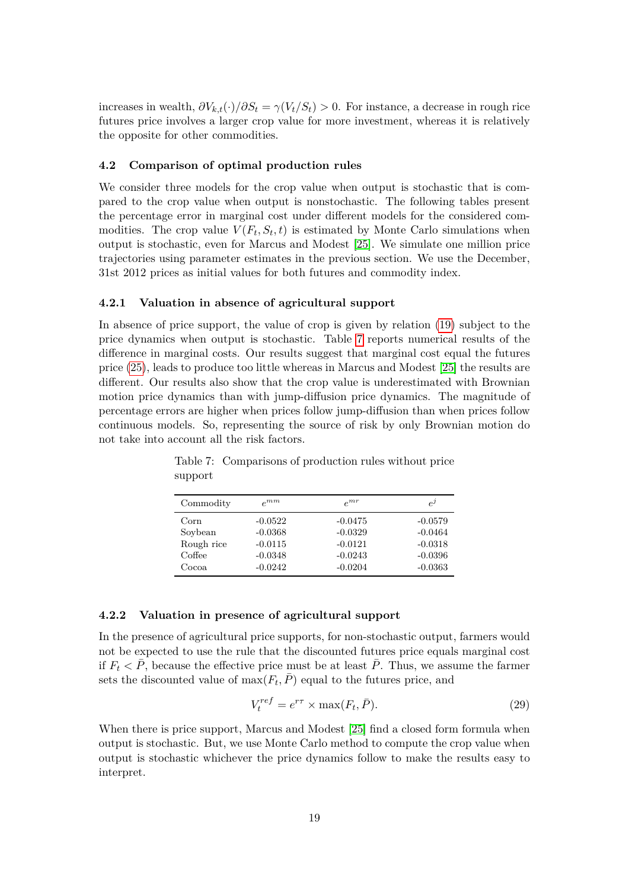increases in wealth, $\partial V_{k,t}(\cdot)/\partial S_t = \gamma(V_t/S_t) > 0$. For instance, a decrease in rough rice futures price involves a larger crop value for more investment, whereas it is relatively the opposite for other commodities.

### 4.2 Comparison of optimal production rules

We consider three models for the crop value when output is stochastic that is compared to the crop value when output is nonstochastic. The following tables present the percentage error in marginal cost under different models for the considered commodities. The crop value $V(F_t, S_t, t)$ is estimated by Monte Carlo simulations when output is stochastic, even for Marcus and Modest [25]. We simulate one million price trajectories using parameter estimates in the previous section. We use the December, 31st 2012 prices as initial values for both futures and commodity index.

#### 4.2.1 Valuation in absence of agricultural support

In absence of price support, the value of crop is given by relation (19) subject to the price dynamics when output is stochastic. Table 7 reports numerical results of the difference in marginal costs. Our results suggest that marginal cost equal the futures price (25), leads to produce too little whereas in Marcus and Modest [25] the results are different. Our results also show that the crop value is underestimated with Brownian motion price dynamics than with jump-diffusion price dynamics. The magnitude of percentage errors are higher when prices follow jump-diffusion than when prices follow continuous models. So, representing the source of risk by only Brownian motion do not take into account all the risk factors.

Table 7: Comparisons of production rules without price support

| Commodity | $e^{mm}$ | $e^{mr}$ | $e^{j}$ |
|---|---|---|---|
| Corn | -0.0522 | -0.0475 | -0.0579 |
| Soybean | -0.0368 | -0.0329 | -0.0464 |
| Rough rice | -0.0115 | -0.0121 | -0.0318 |
| Coffee | -0.0348 | -0.0243 | -0.0396 |
| Cocoa | -0.0242 | -0.0204 | -0.0363 |

#### 4.2.2 Valuation in presence of agricultural support

In the presence of agricultural price supports, for non-stochastic output, farmers would not be expected to use the rule that the discounted futures price equals marginal cost if $F_t < \bar{P}$, because the effective price must be at least $\bar{P}$. Thus, we assume the farmer sets the discounted value of $\max(F_t, \bar{P})$ equal to the futures price, and

$$V_t^{ref} = e^{r\tau} \times \max(F_t, \bar{P}). \tag{29}$$

When there is price support, Marcus and Modest [25] find a closed form formula when output is stochastic. But, we use Monte Carlo method to compute the crop value when output is stochastic whichever the price dynamics follow to make the results easy to interpret.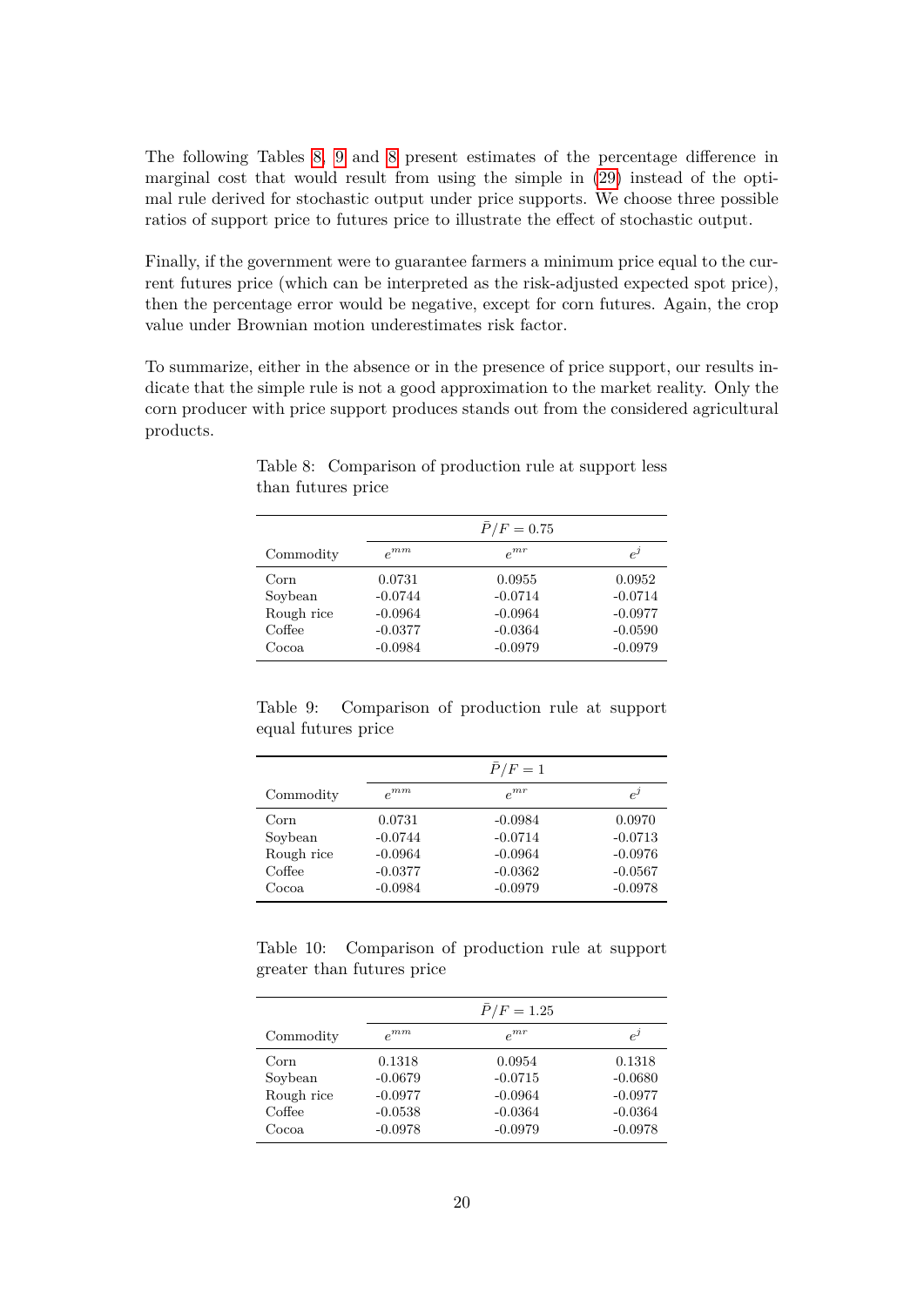The following Tables 8, 9 and 8 present estimates of the percentage difference in marginal cost that would result from using the simple in (29) instead of the optimal rule derived for stochastic output under price supports. We choose three possible ratios of support price to futures price to illustrate the effect of stochastic output.

Finally, if the government were to guarantee farmers a minimum price equal to the current futures price (which can be interpreted as the risk-adjusted expected spot price), then the percentage error would be negative, except for corn futures. Again, the crop value under Brownian motion underestimates risk factor.

To summarize, either in the absence or in the presence of price support, our results indicate that the simple rule is not a good approximation to the market reality. Only the corn producer with price support produces stands out from the considered agricultural products.

Table 8: Comparison of production rule at support less than futures price

| | $\bar{P}/F = 0.75$ | | |
|---|---|---|---|
| Commodity | $e^{mm}$ | $e^{mr}$ | $e^{j}$ |
| Corn | 0.0731 | 0.0955 | 0.0952 |
| Soybean | -0.0744 | -0.0714 | -0.0714 |
| Rough rice | -0.0964 | -0.0964 | -0.0977 |
| Coffee | -0.0377 | -0.0364 | -0.0590 |
| Cocoa | -0.0984 | -0.0979 | -0.0979 |

Table 9: Comparison of production rule at support equal futures price

| | $\bar{P}/F = 1$ | | |
|---|---|---|---|
| Commodity | $e^{mm}$ | $e^{mr}$ | $e^{j}$ |
| Corn | 0.0731 | -0.0984 | 0.0970 |
| Soybean | -0.0744 | -0.0714 | -0.0713 |
| Rough rice | -0.0964 | -0.0964 | -0.0976 |
| Coffee | -0.0377 | -0.0362 | -0.0567 |
| Cocoa | -0.0984 | -0.0979 | -0.0978 |

Table 10: Comparison of production rule at support greater than futures price

| | $\bar{P}/F = 1.25$ | | |
|---|---|---|---|
| Commodity | $e^{mm}$ | $e^{mr}$ | $e^{j}$ |
| Corn | 0.1318 | 0.0954 | 0.1318 |
| Soybean | -0.0679 | -0.0715 | -0.0680 |
| Rough rice | -0.0977 | -0.0964 | -0.0977 |
| Coffee | -0.0538 | -0.0364 | -0.0364 |
| Cocoa | -0.0978 | -0.0979 | -0.0978 |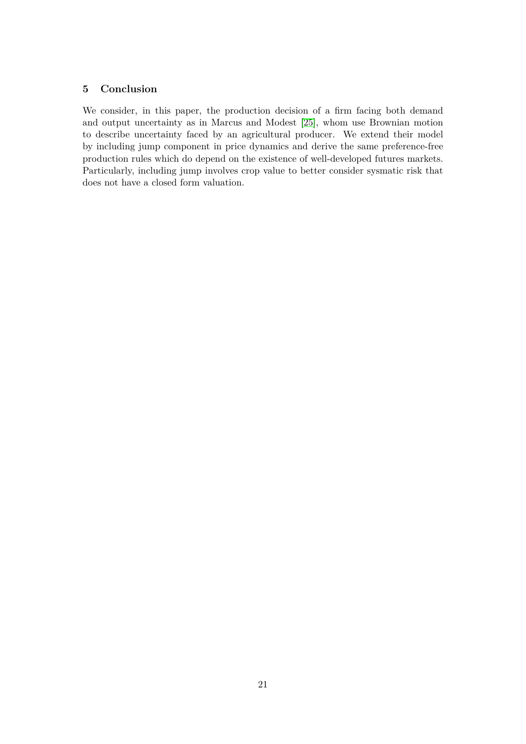## 5 Conclusion

We consider, in this paper, the production decision of a firm facing both demand and output uncertainty as in Marcus and Modest [25], whom use Brownian motion to describe uncertainty faced by an agricultural producer. We extend their model by including jump component in price dynamics and derive the same preference-free production rules which do depend on the existence of well-developed futures markets. Particularly, including jump involves crop value to better consider sysmatic risk that does not have a closed form valuation.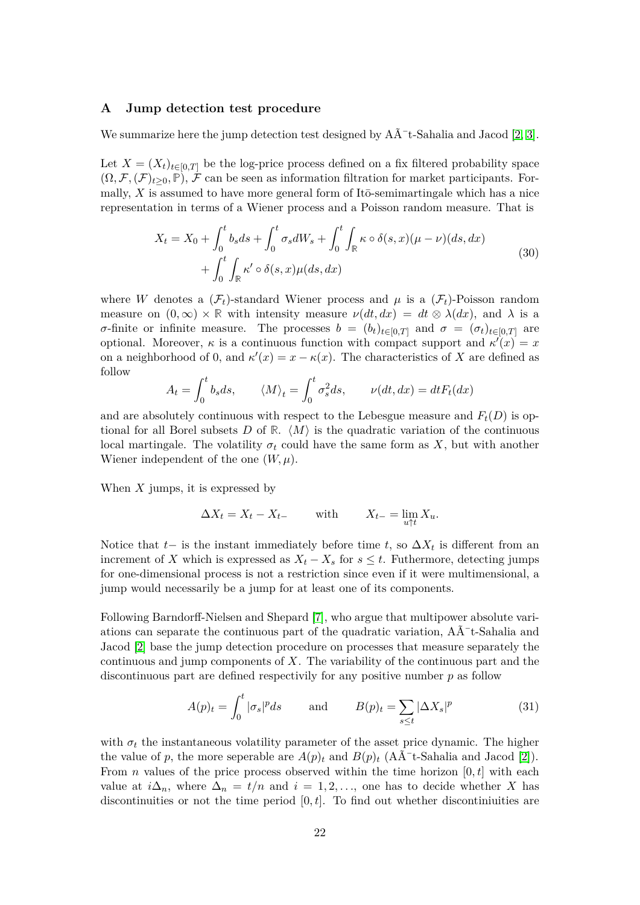## A Jump detection test procedure

We summarize here the jump detection test designed by AÃ¯t-Sahalia and Jacod [2, 3].

Let $X = (X_t)_{t\in[0,T]}$ be the log-price process defined on a fix filtered probability space $(\Omega, \mathcal{F}, (\mathcal{F})_{t\geq 0}, \mathbb{P})$, $\mathcal{F}$ can be seen as information filtration for market participants. Formally, $X$ is assumed to have more general form of Itō-semimartingale which has a nice representation in terms of a Wiener process and a Poisson random measure. That is

$$
\begin{aligned}
X_t = X_0 + \int_0^t b_s ds + \int_0^t \sigma_s dW_s + \int_0^t \int_{\mathbb{R}} \kappa \circ \delta(s,x)(\mu - \nu)(ds, dx) \\
+ \int_0^t \int_{\mathbb{R}} \kappa' \circ \delta(s,x) \mu(ds, dx)
\end{aligned}
\tag{30}
$$

where $W$ denotes a $(\mathcal{F}_t)$-standard Wiener process and $\mu$ is a $(\mathcal{F}_t)$-Poisson random measure on $(0,\infty) \times \mathbb{R}$ with intensity measure $\nu(dt, dx) = dt \otimes \lambda(dx)$, and $\lambda$ is a $\sigma$-finite or infinite measure. The processes $b = (b_t)_{t\in[0,T]}$ and $\sigma = (\sigma_t)_{t\in[0,T]}$ are optional. Moreover, $\kappa$ is a continuous function with compact support and $\kappa'(x) = x$ on a neighborhood of 0, and $\kappa'(x) = x - \kappa(x)$. The characteristics of $X$ are defined as follow

$$
A_t = \int_0^t b_s ds, \qquad \langle M \rangle_t = \int_0^t \sigma_s^2 ds, \qquad \nu(dt, dx) = dt F_t(dx)
$$

and are absolutely continuous with respect to the Lebesgue measure and $F_t(D)$ is optional for all Borel subsets $D$ of $\mathbb{R}$. $\langle M \rangle$ is the quadratic variation of the continuous local martingale. The volatility $\sigma_t$ could have the same form as $X$, but with another Wiener independent of the one $(W, \mu)$.

When $X$ jumps, it is expressed by

$$
\Delta X_t = X_t - X_{t-} \qquad \text{with} \qquad X_{t-} = \lim_{u \uparrow t} X_u.
$$

Notice that $t-$ is the instant immediately before time $t$, so $\Delta X_t$ is different from an increment of $X$ which is expressed as $X_t - X_s$ for $s \leq t$. Futhermore, detecting jumps for one-dimensional process is not a restriction since even if it were multimensional, a jump would necessarily be a jump for at least one of its components.

Following Barndorff-Nielsen and Shepard [7], who argue that multipower absolute variations can separate the continuous part of the quadratic variation, AÃ¯t-Sahalia and Jacod [2] base the jump detection procedure on processes that measure separately the continuous and jump components of $X$. The variability of the continuous part and the discontinuous part are defined respectivily for any positive number $p$ as follow

$$
A(p)_t = \int_0^t |\sigma_s|^p ds \qquad \text{and} \qquad B(p)_t = \sum_{s\leq t} |\Delta X_s|^p \tag{31}
$$

with $\sigma_t$ the instantaneous volatility parameter of the asset price dynamic. The higher the value of $p$, the more seperable are $A(p)_t$ and $B(p)_t$ (AÃ¯t-Sahalia and Jacod [2]). From $n$ values of the price process observed within the time horizon $[0, t]$ with each value at $i\Delta_n$, where $\Delta_n = t/n$ and $i = 1, 2, \ldots$, one has to decide whether $X$ has discontinuities or not the time period $[0, t]$. To find out whether discontiniuities are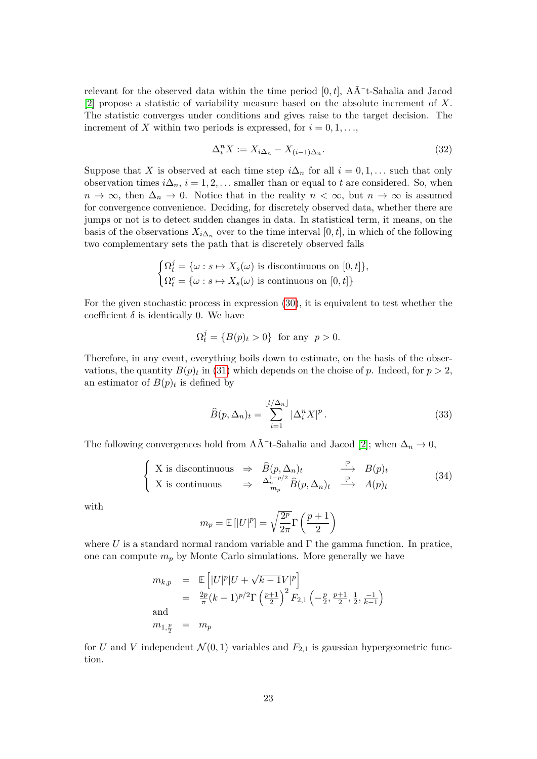relevant for the observed data within the time period $[0, t]$, AÃ¯t-Sahalia and Jacod [2] propose a statistic of variability measure based on the absolute increment of $X$. The statistic converges under conditions and gives raise to the target decision. The increment of $X$ within two periods is expressed, for $i = 0, 1, \ldots,$

$$\Delta_i^n X := X_{i\Delta_n} - X_{(i-1)\Delta_n}. \tag{32}$$

Suppose that $X$ is observed at each time step $i\Delta_n$ for all $i = 0, 1, \ldots$ such that only observation times $i\Delta_n$, $i = 1, 2, \ldots$ smaller than or equal to $t$ are considered. So, when $n \to \infty$, then $\Delta_n \to 0$. Notice that in the reality $n < \infty$, but $n \to \infty$ is assumed for convergence convenience. Deciding, for discretely observed data, whether there are jumps or not is to detect sudden changes in data. In statistical term, it means, on the basis of the observations $X_{i\Delta_n}$ over to the time interval $[0, t]$, in which of the following two complementary sets the path that is discretely observed falls

$$\begin{cases} \Omega_t^j = \{\omega : s \mapsto X_s(\omega) \text{ is discontinuous on } [0, t]\}, \\ \Omega_t^c = \{\omega : s \mapsto X_s(\omega) \text{ is continuous on } [0, t]\} \end{cases}$$

For the given stochastic process in expression (30), it is equivalent to test whether the coefficient $\delta$ is identically 0. We have

$$\Omega_t^j = \{B(p)_t > 0\} \;\; \text{for any} \;\; p > 0.$$

Therefore, in any event, everything boils down to estimate, on the basis of the observations, the quantity $B(p)_t$ in (31) which depends on the choise of $p$. Indeed, for $p > 2$, an estimator of $B(p)_t$ is defined by

$$\widehat{B}(p, \Delta_n)_t = \sum_{i=1}^{\lfloor t/\Delta_n \rfloor} |\Delta_i^n X|^p. \tag{33}$$

The following convergences hold from AÃ¯t-Sahalia and Jacod [2]; when $\Delta_n \to 0$,

$$\begin{cases} \text{X is discontinuous} & \Rightarrow \;\; \widehat{B}(p, \Delta_n)_t \;\; \xrightarrow{\mathbb{P}} \;\; B(p)_t \\ \text{X is continuous} & \Rightarrow \;\; \frac{\Delta_n^{1-p/2}}{m_p} \widehat{B}(p, \Delta_n)_t \;\; \xrightarrow{\mathbb{P}} \;\; A(p)_t \end{cases} \tag{34}$$

with

$$m_p = \mathbb{E}\left[|U|^p\right] = \sqrt{\frac{2^p}{2\pi}} \Gamma\left(\frac{p+1}{2}\right)$$

where $U$ is a standard normal random variable and $\Gamma$ the gamma function. In pratice, one can compute $m_p$ by Monte Carlo simulations. More generally we have

$$\begin{aligned} m_{k,p} &= \mathbb{E}\left[|U|^p |U + \sqrt{k-1} V|^p\right] \\ &= \tfrac{2p}{\pi} (k-1)^{p/2} \Gamma\left(\tfrac{p+1}{2}\right)^2 F_{2,1}\left(-\tfrac{p}{2}, \tfrac{p+1}{2}, \tfrac{1}{2}, \tfrac{-1}{k-1}\right) \\ \text{and} & \\ m_{1,\frac{p}{2}} &= m_p \end{aligned}$$

for $U$ and $V$ independent $\mathcal{N}(0,1)$ variables and $F_{2,1}$ is gaussian hypergeometric function.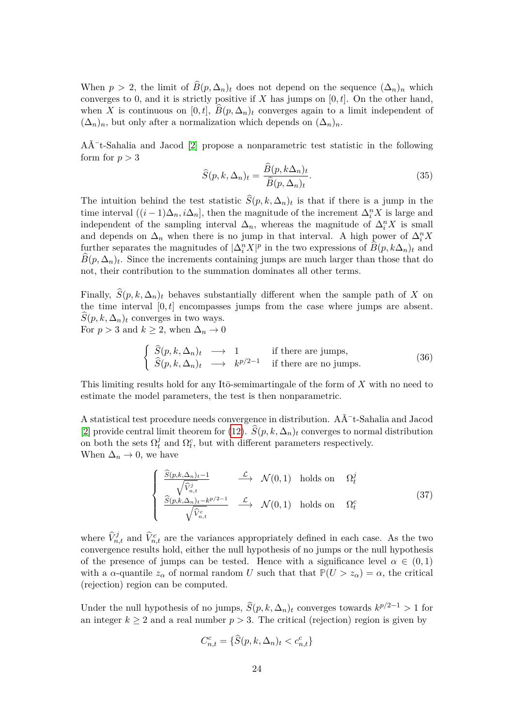When $p > 2$, the limit of $\widehat{B}(p, \Delta_n)_t$ does not depend on the sequence $(\Delta_n)_n$ which converges to 0, and it is strictly positive if $X$ has jumps on $[0, t]$. On the other hand, when $X$ is continuous on $[0, t]$, $\widehat{B}(p, \Delta_n)_t$ converges again to a limit independent of $(\Delta_n)_n$, but only after a normalization which depends on $(\Delta_n)_n$.

AÃ¯t-Sahalia and Jacod [2] propose a nonparametric test statistic in the following form for $p > 3$

$$\widehat{S}(p, k, \Delta_n)_t = \frac{\widehat{B}(p, k\Delta_n)_t}{\widehat{B}(p, \Delta_n)_t}. \tag{35}$$

The intuition behind the test statistic $\widehat{S}(p, k, \Delta_n)_t$ is that if there is a jump in the time interval $((i-1)\Delta_n, i\Delta_n]$, then the magnitude of the increment $\Delta_i^n X$ is large and independent of the sampling interval $\Delta_n$, whereas the magnitude of $\Delta_i^n X$ is small and depends on $\Delta_n$ when there is no jump in that interval. A high power of $\Delta_i^n X$ further separates the magnitudes of $|\Delta_i^n X|^p$ in the two expressions of $\widehat{B}(p, k\Delta_n)_t$ and $\widehat{B}(p, \Delta_n)_t$. Since the increments containing jumps are much larger than those that do not, their contribution to the summation dominates all other terms.

Finally, $\widehat{S}(p, k, \Delta_n)_t$ behaves substantially different when the sample path of $X$ on the time interval $[0, t]$ encompasses jumps from the case where jumps are absent. $\widehat{S}(p, k, \Delta_n)_t$ converges in two ways.
For $p > 3$ and $k \geq 2$, when $\Delta_n \to 0$

$$\begin{cases} \widehat{S}(p, k, \Delta_n)_t \longrightarrow 1 & \text{if there are jumps,} \\ \widehat{S}(p, k, \Delta_n)_t \longrightarrow k^{p/2-1} & \text{if there are no jumps.} \end{cases} \tag{36}$$

This limiting results hold for any Itō-semimartingale of the form of $X$ with no need to estimate the model parameters, the test is then nonparametric.

A statistical test procedure needs convergence in distribution. AÃ¯t-Sahalia and Jacod [2] provide central limit theorem for (12). $\widehat{S}(p, k, \Delta_n)_t$ converges to normal distribution on both the sets $\Omega_t^j$ and $\Omega_t^c$, but with different parameters respectively.
When $\Delta_n \to 0$, we have

$$\begin{cases} \frac{\widehat{S}(p,k,\Delta_n)_t - 1}{\sqrt{\widehat{V}_{n,t}^j}} \xrightarrow{\mathcal{L}} \mathcal{N}(0,1) \quad \text{holds on} \quad \Omega_t^j \\ \frac{\widehat{S}(p,k,\Delta_n)_t - k^{p/2-1}}{\sqrt{\widehat{V}_{n,t}^c}} \xrightarrow{\mathcal{L}} \mathcal{N}(0,1) \quad \text{holds on} \quad \Omega_t^c \end{cases} \tag{37}$$

where $\widehat{V}_{n,t}^j$ and $\widehat{V}_{n,t}^c$ are the variances appropriately defined in each case. As the two convergence results hold, either the null hypothesis of no jumps or the null hypothesis of the presence of jumps can be tested. Hence with a significance level $\alpha \in (0, 1)$ with a $\alpha$-quantile $z_\alpha$ of normal random $U$ such that that $\mathbb{P}(U > z_\alpha) = \alpha$, the critical (rejection) region can be computed.

Under the null hypothesis of no jumps, $\widehat{S}(p, k, \Delta_n)_t$ converges towards $k^{p/2-1} > 1$ for an integer $k \geq 2$ and a real number $p > 3$. The critical (rejection) region is given by

$$C_{n,t}^c = \{\widehat{S}(p, k, \Delta_n)_t < c_{n,t}^c\}$$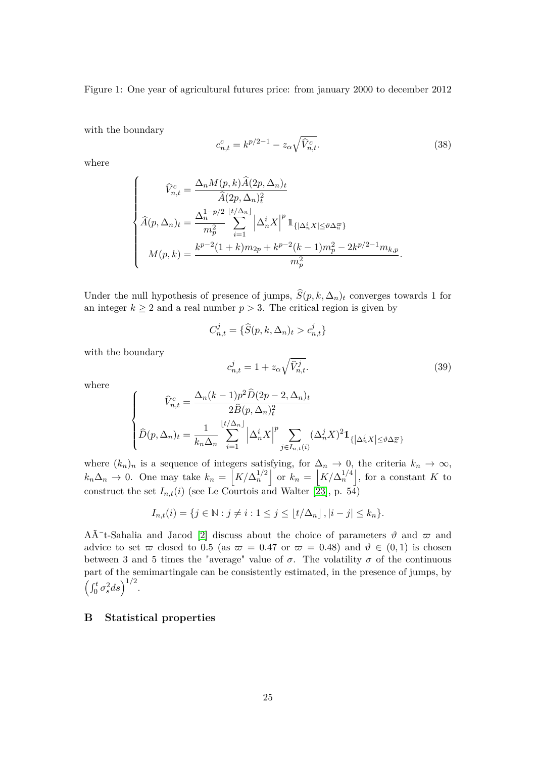Figure 1: One year of agricultural futures price: from january 2000 to december 2012

with the boundary

$$c_{n,t}^c = k^{p/2-1} - z_\alpha \sqrt{\widehat{V}_{n,t}^c}. \tag{38}$$

where

$$\begin{cases} \widehat{V}_{n,t}^c = \dfrac{\Delta_n M(p,k) \widehat{A}(2p, \Delta_n)_t}{\widehat{A}(2p, \Delta_n)_t^2} \\ \widehat{A}(p, \Delta_n)_t = \dfrac{\Delta_n^{1-p/2}}{m_p^2} \displaystyle\sum_{i=1}^{\lfloor t/\Delta_n \rfloor} \left| \Delta_n^i X \right|^p \mathbb{1}_{\{|\Delta_n^i X| \leq \vartheta \Delta_n^{\varpi}\}} \\ M(p,k) = \dfrac{k^{p-2}(1+k)m_{2p} + k^{p-2}(k-1)m_p^2 - 2k^{p/2-1}m_{k,p}}{m_p^2}. \end{cases}$$

Under the null hypothesis of presence of jumps, $\widehat{S}(p,k,\Delta_n)_t$ converges towards 1 for an integer $k \geq 2$ and a real number $p > 3$. The critical region is given by

$$C_{n,t}^j = \{\widehat{S}(p,k,\Delta_n)_t > c_{n,t}^j\}$$

with the boundary

$$c_{n,t}^j = 1 + z_\alpha \sqrt{\widehat{V}_{n,t}^j}. \tag{39}$$

where

$$\begin{cases} \widehat{V}_{n,t}^c = \dfrac{\Delta_n (k-1) p^2 \widehat{D}(2p-2, \Delta_n)_t}{2\widehat{B}(p, \Delta_n)_t^2} \\ \widehat{D}(p, \Delta_n)_t = \dfrac{1}{k_n \Delta_n} \displaystyle\sum_{i=1}^{\lfloor t/\Delta_n \rfloor} \left| \Delta_n^i X \right|^p \sum_{j \in I_{n,t}(i)} (\Delta_n^j X)^2 \mathbb{1}_{\{\left|\Delta_n^j X\right| \leq \vartheta \Delta_n^{\varpi}\}} \end{cases}$$

where $(k_n)_n$ is a sequence of integers satisfying, for $\Delta_n \to 0$, the criteria $k_n \to \infty$, $k_n \Delta_n \to 0$. One may take $k_n = \left\lfloor K/\Delta_n^{1/2} \right\rfloor$ or $k_n = \left\lfloor K/\Delta_n^{1/4} \right\rfloor$, for a constant $K$ to construct the set $I_{n,t}(i)$ (see Le Courtois and Walter [23], p. 54)

$$I_{n,t}(i) = \{j \in \mathbb{N} : j \neq i : 1 \leq j \leq \lfloor t/\Delta_n \rfloor, |i-j| \leq k_n\}.$$

AÃ¯t-Sahalia and Jacod [2] discuss about the choice of parameters $\vartheta$ and $\varpi$ and advice to set $\varpi$ closed to 0.5 (as $\varpi = 0.47$ or $\varpi = 0.48$) and $\vartheta \in (0,1)$ is chosen between 3 and 5 times the "average" value of $\sigma$. The volatility $\sigma$ of the continuous part of the semimartingale can be consistently estimated, in the presence of jumps, by $\left(\int_0^t \sigma_s^2 ds\right)^{1/2}$.

## B Statistical properties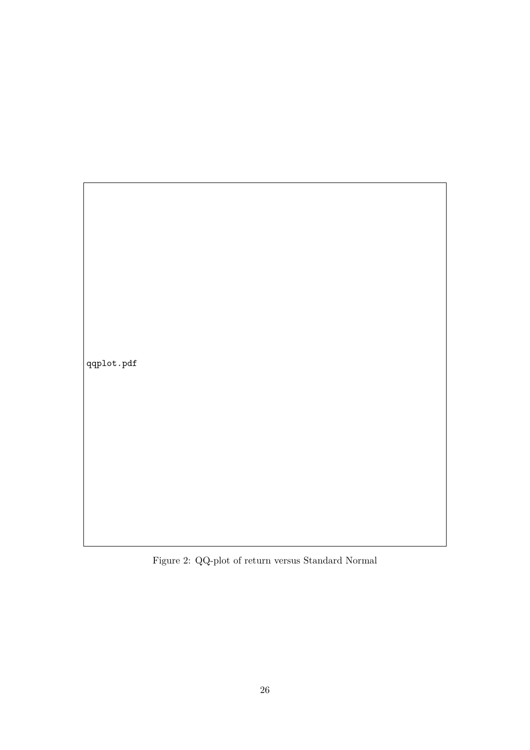qqplot.pdf

Figure 2: QQ-plot of return versus Standard Normal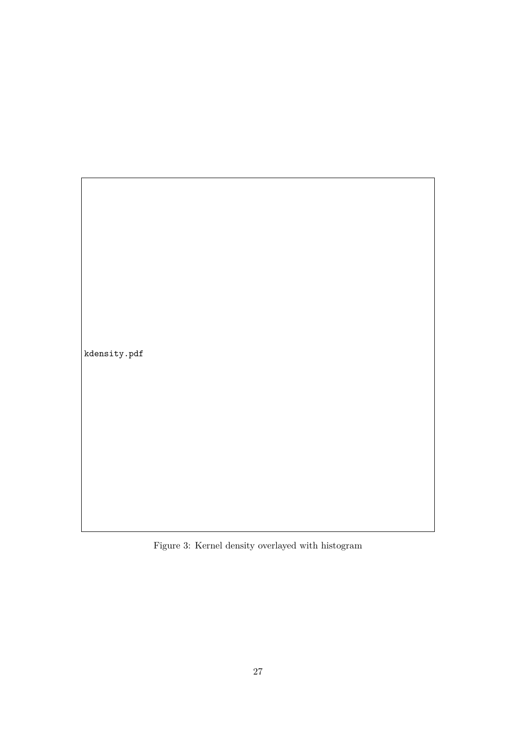kdensity.pdf

Figure 3: Kernel density overlayed with histogram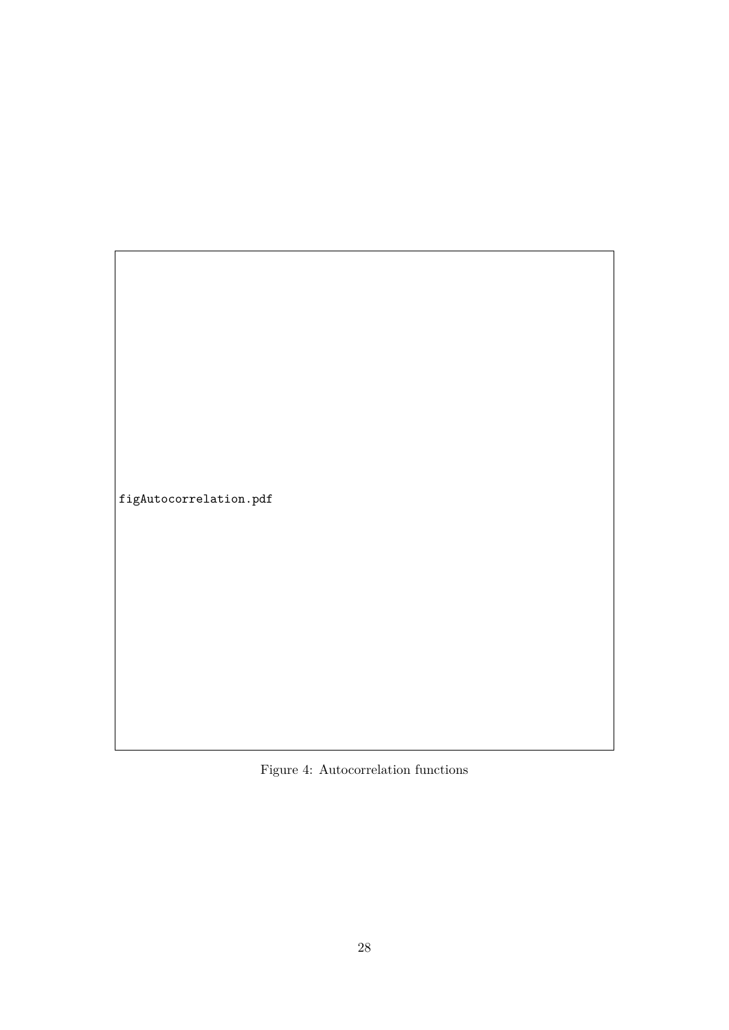figAutocorrelation.pdf

Figure 4: Autocorrelation functions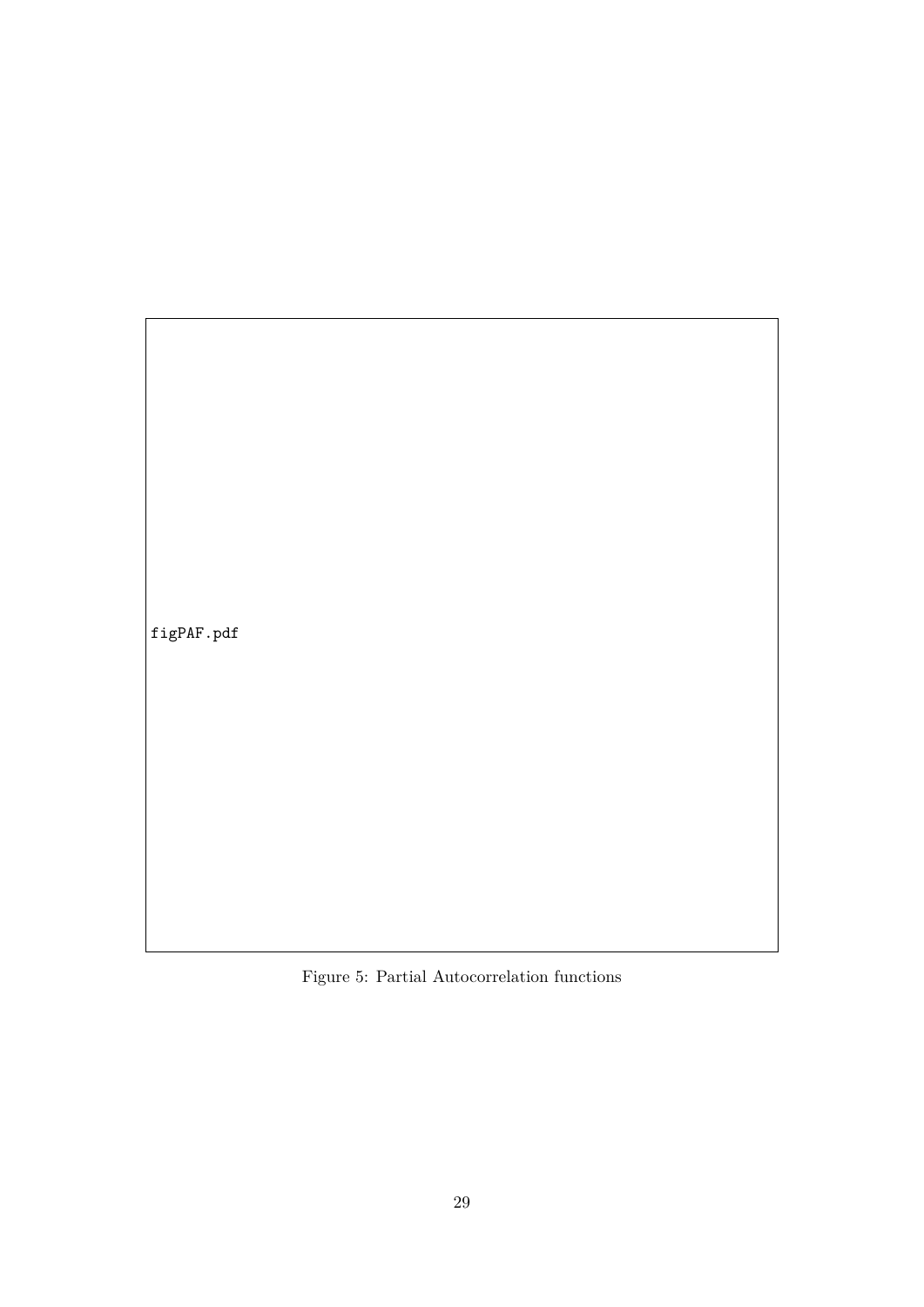figPAF.pdf

Figure 5: Partial Autocorrelation functions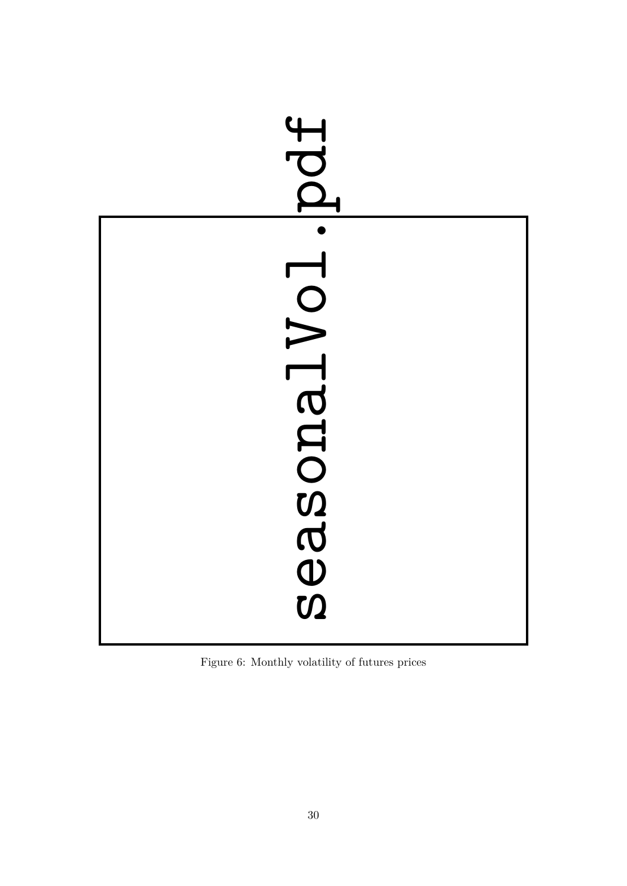seasonalVol.pdf

Figure 6: Monthly volatility of futures prices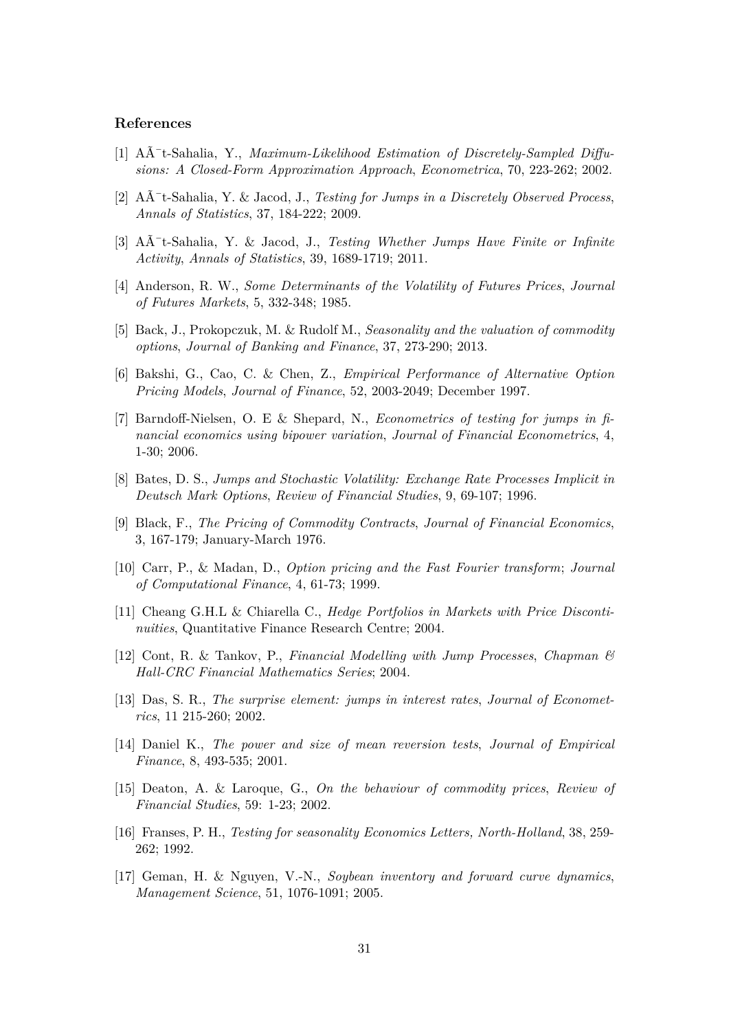### References

[1] AÃ¯t-Sahalia, Y., *Maximum-Likelihood Estimation of Discretely-Sampled Diffusions: A Closed-Form Approximation Approach*, *Econometrica*, 70, 223-262; 2002.

[2] AÃ¯t-Sahalia, Y. & Jacod, J., *Testing for Jumps in a Discretely Observed Process*, *Annals of Statistics*, 37, 184-222; 2009.

[3] AÃ¯t-Sahalia, Y. & Jacod, J., *Testing Whether Jumps Have Finite or Infinite Activity*, *Annals of Statistics*, 39, 1689-1719; 2011.

[4] Anderson, R. W., *Some Determinants of the Volatility of Futures Prices*, *Journal of Futures Markets*, 5, 332-348; 1985.

[5] Back, J., Prokopczuk, M. & Rudolf M., *Seasonality and the valuation of commodity options*, *Journal of Banking and Finance*, 37, 273-290; 2013.

[6] Bakshi, G., Cao, C. & Chen, Z., *Empirical Performance of Alternative Option Pricing Models*, *Journal of Finance*, 52, 2003-2049; December 1997.

[7] Barndoff-Nielsen, O. E & Shepard, N., *Econometrics of testing for jumps in financial economics using bipower variation*, *Journal of Financial Econometrics*, 4, 1-30; 2006.

[8] Bates, D. S., *Jumps and Stochastic Volatility: Exchange Rate Processes Implicit in Deutsch Mark Options*, *Review of Financial Studies*, 9, 69-107; 1996.

[9] Black, F., *The Pricing of Commodity Contracts*, *Journal of Financial Economics*, 3, 167-179; January-March 1976.

[10] Carr, P., & Madan, D., *Option pricing and the Fast Fourier transform*; *Journal of Computational Finance*, 4, 61-73; 1999.

[11] Cheang G.H.L & Chiarella C., *Hedge Portfolios in Markets with Price Discontinuities*, Quantitative Finance Research Centre; 2004.

[12] Cont, R. & Tankov, P., *Financial Modelling with Jump Processes*, *Chapman & Hall-CRC Financial Mathematics Series*; 2004.

[13] Das, S. R., *The surprise element: jumps in interest rates*, *Journal of Econometrics*, 11 215-260; 2002.

[14] Daniel K., *The power and size of mean reversion tests*, *Journal of Empirical Finance*, 8, 493-535; 2001.

[15] Deaton, A. & Laroque, G., *On the behaviour of commodity prices*, *Review of Financial Studies*, 59: 1-23; 2002.

[16] Franses, P. H., *Testing for seasonality Economics Letters, North-Holland*, 38, 259-262; 1992.

[17] Geman, H. & Nguyen, V.-N., *Soybean inventory and forward curve dynamics*, *Management Science*, 51, 1076-1091; 2005.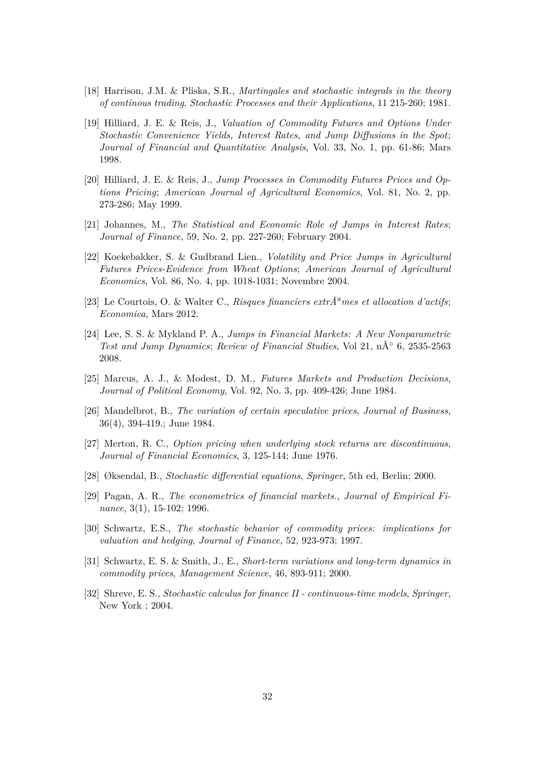[18] Harrison, J.M. & Pliska, S.R., *Martingales and stochastic integrals in the theory of continous trading*, *Stochastic Processes and their Applications*, 11 215-260; 1981.

[19] Hilliard, J. E. & Reis, J., *Valuation of Commodity Futures and Options Under Stochastic Convenience Yields, Interest Rates, and Jump Diffusions in the Spot*; *Journal of Financial and Quantitative Analysis*, Vol. 33, No. 1, pp. 61-86; Mars 1998.

[20] Hilliard, J. E. & Reis, J., *Jump Processes in Commodity Futures Prices and Options Pricing*; *American Journal of Agricultural Economics*, Vol. 81, No. 2, pp. 273-286; May 1999.

[21] Johannes, M., *The Statistical and Economic Role of Jumps in Interest Rates*; *Journal of Finance*, 59, No. 2, pp. 227-260; February 2004.

[22] Koekebakker, S. & Gudbrand Lien., *Volatility and Price Jumps in Agricultural Futures Prices-Evidence from Wheat Options*; *American Journal of Agricultural Economics*, Vol. 86, No. 4, pp. 1018-1031; Novembre 2004.

[23] Le Courtois, O. & Walter C., *Risques financiers extrÃªmes et allocation d'actifs*; *Economica*, Mars 2012.

[24] Lee, S. S. & Mykland P. A., *Jumps in Financial Markets: A New Nonparametric Test and Jump Dynamics*; *Review of Financial Studies*, Vol 21, nÂ° 6, 2535-2563 2008.

[25] Marcus, A. J., & Modest, D. M., *Futures Markets and Production Decisions*, *Journal of Political Economy*, Vol. 92, No. 3, pp. 409-426; June 1984.

[26] Mandelbrot, B., *The variation of certain speculative prices*, *Journal of Business*, 36(4), 394-419.; June 1984.

[27] Merton, R. C., *Option pricing when underlying stock returns are discontinuous*, *Journal of Financial Economics*, 3, 125-144; June 1976.

[28] Øksendal, B., *Stochastic differential equations*, *Springer*, 5th ed, Berlin; 2000.

[29] Pagan, A. R., *The econometrics of financial markets.*, *Journal of Empirical Finance*, 3(1), 15-102; 1996.

[30] Schwartz, E.S., *The stochastic behavior of commodity prices: implications for valuation and hedging*, *Journal of Finance*, 52, 923-973; 1997.

[31] Schwartz, E. S. & Smith, J., E., *Short-term variations and long-term dynamics in commodity prices*, *Management Science*, 46, 893-911; 2000.

[32] Shreve, E. S., *Stochastic calculus for finance II - continuous-time models*, *Springer*, New York ; 2004.